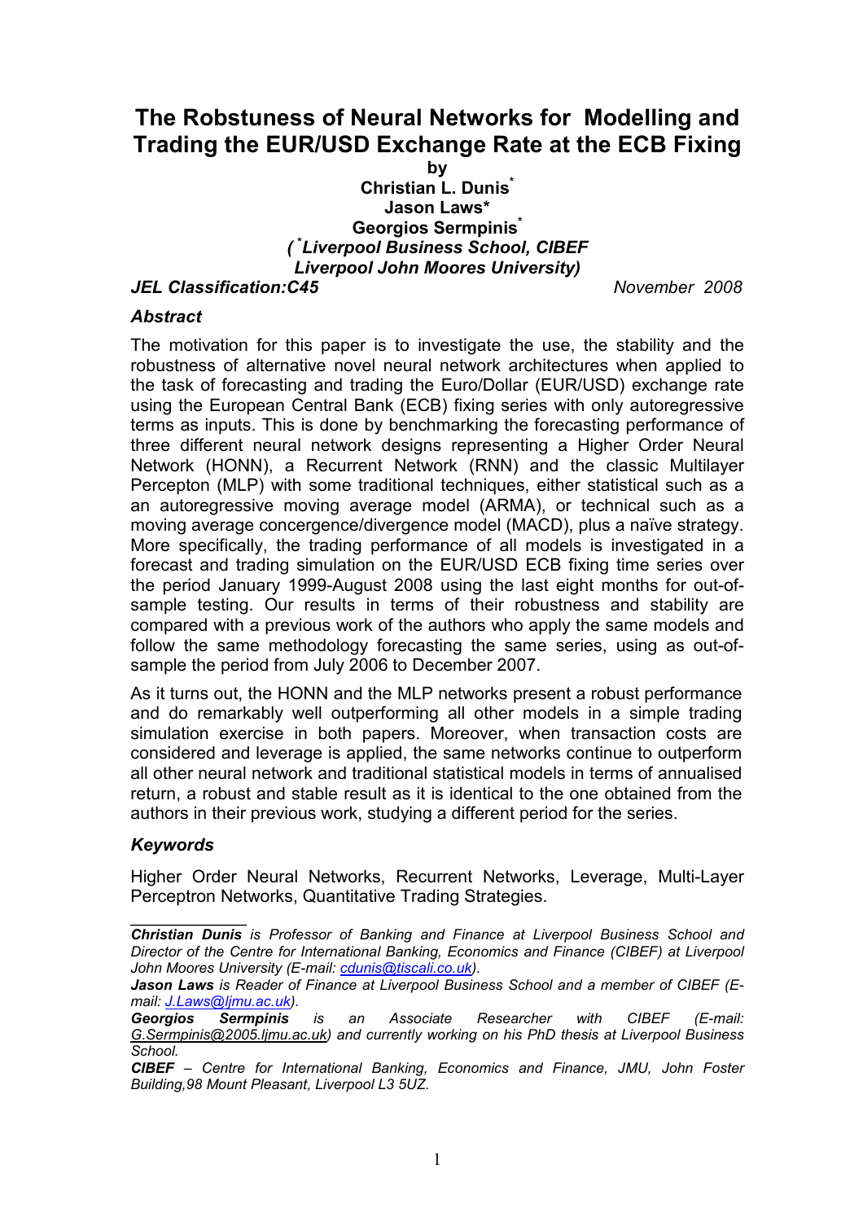# The Robstuness of Neural Networks for Modelling and Trading the EUR/USD Exchange Rate at the ECB Fixing

**by**

**Christian L. Dunis***

**Jason Laws***

**Georgios Sermpinis***

***(*Liverpool Business School, CIBEF Liverpool John Moores University)***

***JEL Classification:C45*** *November 2008*

### *Abstract*

The motivation for this paper is to investigate the use, the stability and the robustness of alternative novel neural network architectures when applied to the task of forecasting and trading the Euro/Dollar (EUR/USD) exchange rate using the European Central Bank (ECB) fixing series with only autoregressive terms as inputs. This is done by benchmarking the forecasting performance of three different neural network designs representing a Higher Order Neural Network (HONN), a Recurrent Network (RNN) and the classic Multilayer Percepton (MLP) with some traditional techniques, either statistical such as a an autoregressive moving average model (ARMA), or technical such as a moving average concergence/divergence model (MACD), plus a naïve strategy. More specifically, the trading performance of all models is investigated in a forecast and trading simulation on the EUR/USD ECB fixing time series over the period January 1999-August 2008 using the last eight months for out-of-sample testing. Our results in terms of their robustness and stability are compared with a previous work of the authors who apply the same models and follow the same methodology forecasting the same series, using as out-of-sample the period from July 2006 to December 2007.

As it turns out, the HONN and the MLP networks present a robust performance and do remarkably well outperforming all other models in a simple trading simulation exercise in both papers. Moreover, when transaction costs are considered and leverage is applied, the same networks continue to outperform all other neural network and traditional statistical models in terms of annualised return, a robust and stable result as it is identical to the one obtained from the authors in their previous work, studying a different period for the series.

### *Keywords*

Higher Order Neural Networks, Recurrent Networks, Leverage, Multi-Layer Perceptron Networks, Quantitative Trading Strategies.

---

***Christian Dunis*** *is Professor of Banking and Finance at Liverpool Business School and Director of the Centre for International Banking, Economics and Finance (CIBEF) at Liverpool John Moores University (E-mail: cdunis@tiscali.co.uk).*

***Jason Laws*** *is Reader of Finance at Liverpool Business School and a member of CIBEF (E-mail: J.Laws@ljmu.ac.uk).*

***Georgios Sermpinis*** *is an Associate Researcher with CIBEF (E-mail: G.Sermpinis@2005.ljmu.ac.uk) and currently working on his PhD thesis at Liverpool Business School.*

***CIBEF*** *– Centre for International Banking, Economics and Finance, JMU, John Foster Building,98 Mount Pleasant, Liverpool L3 5UZ.*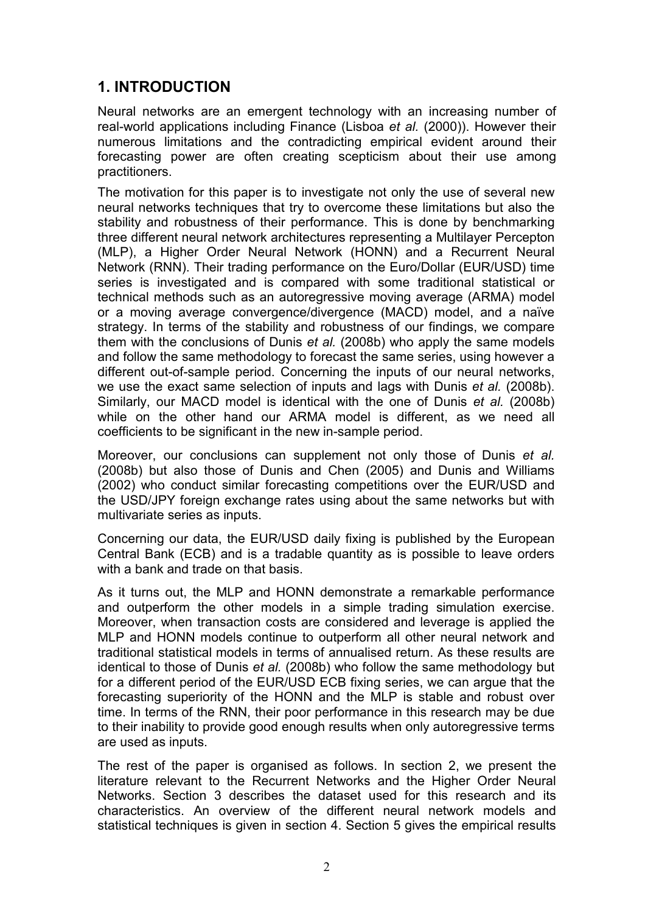## 1. INTRODUCTION

Neural networks are an emergent technology with an increasing number of real-world applications including Finance (Lisboa *et al.* (2000)). However their numerous limitations and the contradicting empirical evident around their forecasting power are often creating scepticism about their use among practitioners.

The motivation for this paper is to investigate not only the use of several new neural networks techniques that try to overcome these limitations but also the stability and robustness of their performance. This is done by benchmarking three different neural network architectures representing a Multilayer Percepton (MLP), a Higher Order Neural Network (HONN) and a Recurrent Neural Network (RNN). Their trading performance on the Euro/Dollar (EUR/USD) time series is investigated and is compared with some traditional statistical or technical methods such as an autoregressive moving average (ARMA) model or a moving average convergence/divergence (MACD) model, and a naïve strategy. In terms of the stability and robustness of our findings, we compare them with the conclusions of Dunis *et al.* (2008b) who apply the same models and follow the same methodology to forecast the same series, using however a different out-of-sample period. Concerning the inputs of our neural networks, we use the exact same selection of inputs and lags with Dunis *et al.* (2008b). Similarly, our MACD model is identical with the one of Dunis *et al.* (2008b) while on the other hand our ARMA model is different, as we need all coefficients to be significant in the new in-sample period.

Moreover, our conclusions can supplement not only those of Dunis *et al.* (2008b) but also those of Dunis and Chen (2005) and Dunis and Williams (2002) who conduct similar forecasting competitions over the EUR/USD and the USD/JPY foreign exchange rates using about the same networks but with multivariate series as inputs.

Concerning our data, the EUR/USD daily fixing is published by the European Central Bank (ECB) and is a tradable quantity as is possible to leave orders with a bank and trade on that basis.

As it turns out, the MLP and HONN demonstrate a remarkable performance and outperform the other models in a simple trading simulation exercise. Moreover, when transaction costs are considered and leverage is applied the MLP and HONN models continue to outperform all other neural network and traditional statistical models in terms of annualised return. As these results are identical to those of Dunis *et al.* (2008b) who follow the same methodology but for a different period of the EUR/USD ECB fixing series, we can argue that the forecasting superiority of the HONN and the MLP is stable and robust over time. In terms of the RNN, their poor performance in this research may be due to their inability to provide good enough results when only autoregressive terms are used as inputs.

The rest of the paper is organised as follows. In section 2, we present the literature relevant to the Recurrent Networks and the Higher Order Neural Networks. Section 3 describes the dataset used for this research and its characteristics. An overview of the different neural network models and statistical techniques is given in section 4. Section 5 gives the empirical results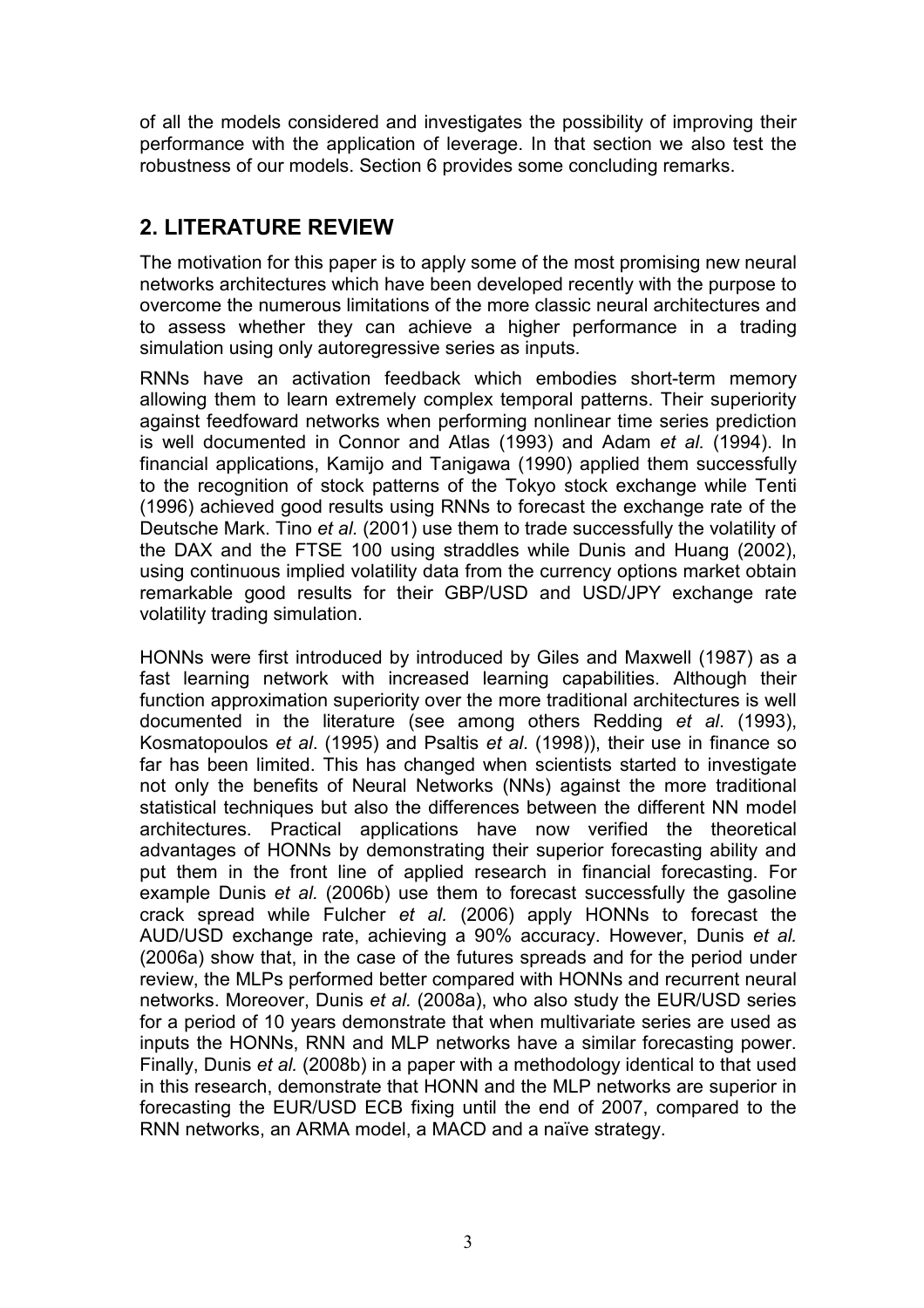of all the models considered and investigates the possibility of improving their performance with the application of leverage. In that section we also test the robustness of our models. Section 6 provides some concluding remarks.

## 2. LITERATURE REVIEW

The motivation for this paper is to apply some of the most promising new neural networks architectures which have been developed recently with the purpose to overcome the numerous limitations of the more classic neural architectures and to assess whether they can achieve a higher performance in a trading simulation using only autoregressive series as inputs.

RNNs have an activation feedback which embodies short-term memory allowing them to learn extremely complex temporal patterns. Their superiority against feedfoward networks when performing nonlinear time series prediction is well documented in Connor and Atlas (1993) and Adam *et al.* (1994). In financial applications, Kamijo and Tanigawa (1990) applied them successfully to the recognition of stock patterns of the Tokyo stock exchange while Tenti (1996) achieved good results using RNNs to forecast the exchange rate of the Deutsche Mark. Tino *et al.* (2001) use them to trade successfully the volatility of the DAX and the FTSE 100 using straddles while Dunis and Huang (2002), using continuous implied volatility data from the currency options market obtain remarkable good results for their GBP/USD and USD/JPY exchange rate volatility trading simulation.

HONNs were first introduced by introduced by Giles and Maxwell (1987) as a fast learning network with increased learning capabilities. Although their function approximation superiority over the more traditional architectures is well documented in the literature (see among others Redding *et al*. (1993), Kosmatopoulos *et al*. (1995) and Psaltis *et al*. (1998)), their use in finance so far has been limited. This has changed when scientists started to investigate not only the benefits of Neural Networks (NNs) against the more traditional statistical techniques but also the differences between the different NN model architectures. Practical applications have now verified the theoretical advantages of HONNs by demonstrating their superior forecasting ability and put them in the front line of applied research in financial forecasting. For example Dunis *et al.* (2006b) use them to forecast successfully the gasoline crack spread while Fulcher *et al.* (2006) apply HONNs to forecast the AUD/USD exchange rate, achieving a 90% accuracy. However, Dunis *et al.* (2006a) show that, in the case of the futures spreads and for the period under review, the MLPs performed better compared with HONNs and recurrent neural networks. Moreover, Dunis *et al.* (2008a), who also study the EUR/USD series for a period of 10 years demonstrate that when multivariate series are used as inputs the HONNs, RNN and MLP networks have a similar forecasting power. Finally, Dunis *et al.* (2008b) in a paper with a methodology identical to that used in this research, demonstrate that HONN and the MLP networks are superior in forecasting the EUR/USD ECB fixing until the end of 2007, compared to the RNN networks, an ARMA model, a MACD and a naïve strategy.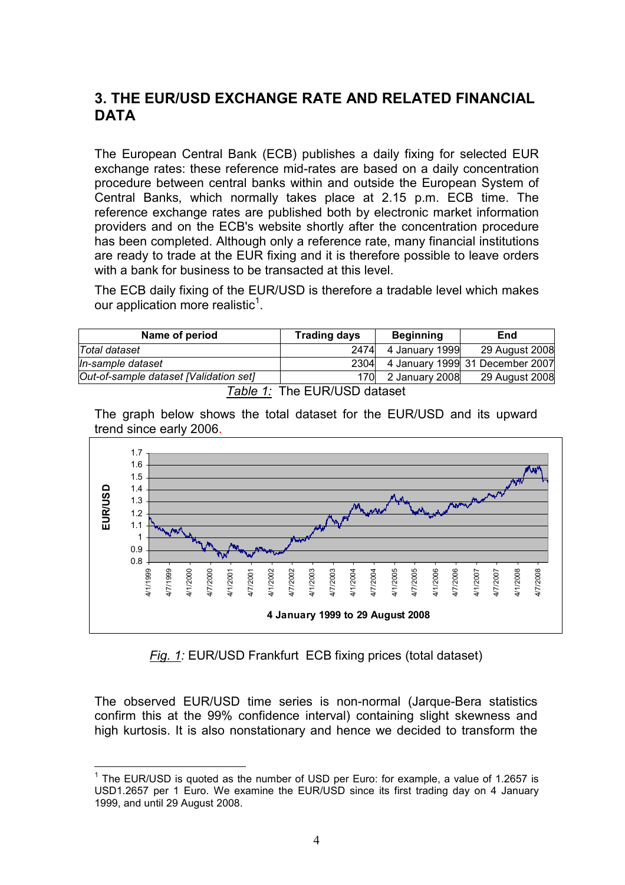## 3. THE EUR/USD EXCHANGE RATE AND RELATED FINANCIAL DATA

The European Central Bank (ECB) publishes a daily fixing for selected EUR exchange rates: these reference mid-rates are based on a daily concentration procedure between central banks within and outside the European System of Central Banks, which normally takes place at 2.15 p.m. ECB time. The reference exchange rates are published both by electronic market information providers and on the ECB's website shortly after the concentration procedure has been completed. Although only a reference rate, many financial institutions are ready to trade at the EUR fixing and it is therefore possible to leave orders with a bank for business to be transacted at this level.

The ECB daily fixing of the EUR/USD is therefore a tradable level which makes our application more realistic[1].

| Name of period | Trading days | Beginning | End |
|---|---|---|---|
| *Total dataset* | 2474 | 4 January 1999 | 29 August 2008 |
| *In-sample dataset* | 2304 | 4 January 1999 | 31 December 2007 |
| *Out-of-sample dataset [Validation set]* | 170 | 2 January 2008 | 29 August 2008 |

*Table 1:* The EUR/USD dataset

The graph below shows the total dataset for the EUR/USD and its upward trend since early 2006.

*Fig. 1:* EUR/USD Frankfurt ECB fixing prices (total dataset)

The observed EUR/USD time series is non-normal (Jarque-Bera statistics confirm this at the 99% confidence interval) containing slight skewness and high kurtosis. It is also nonstationary and hence we decided to transform the

---

[1] The EUR/USD is quoted as the number of USD per Euro: for example, a value of 1.2657 is USD1.2657 per 1 Euro. We examine the EUR/USD since its first trading day on 4 January 1999, and until 29 August 2008.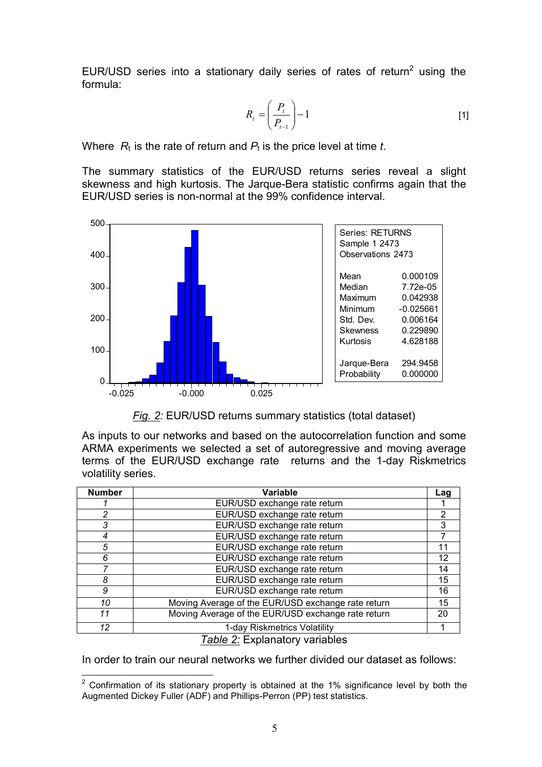EUR/USD series into a stationary daily series of rates of return[2] using the formula:

$$R_t = \left( \frac{P_t}{P_{t-1}} \right) - 1 \tag{1}$$

Where $R_t$ is the rate of return and $P_t$ is the price level at time $t$.

The summary statistics of the EUR/USD returns series reveal a slight skewness and high kurtosis. The Jarque-Bera statistic confirms again that the EUR/USD series is non-normal at the 99% confidence interval.

| Series: RETURNS | |
|---|---|
| Sample 1 2473 | |
| Observations 2473 | |
| Mean | 0.000109 |
| Median | 7.72e-05 |
| Maximum | 0.042938 |
| Minimum | -0.025661 |
| Std. Dev. | 0.006164 |
| Skewness | 0.229890 |
| Kurtosis | 4.628188 |
| Jarque-Bera | 294.9458 |
| Probability | 0.000000 |

*Fig. 2:* EUR/USD returns summary statistics (total dataset)

As inputs to our networks and based on the autocorrelation function and some ARMA experiments we selected a set of autoregressive and moving average terms of the EUR/USD exchange rate returns and the 1-day Riskmetrics volatility series.

| Number | Variable | Lag |
|---|---|---|
| *1* | EUR/USD exchange rate return | 1 |
| *2* | EUR/USD exchange rate return | 2 |
| *3* | EUR/USD exchange rate return | 3 |
| *4* | EUR/USD exchange rate return | 7 |
| *5* | EUR/USD exchange rate return | 11 |
| *6* | EUR/USD exchange rate return | 12 |
| *7* | EUR/USD exchange rate return | 14 |
| *8* | EUR/USD exchange rate return | 15 |
| *9* | EUR/USD exchange rate return | 16 |
| *10* | Moving Average of the EUR/USD exchange rate return | 15 |
| *11* | Moving Average of the EUR/USD exchange rate return | 20 |
| *12* | 1-day Riskmetrics Volatility | 1 |

*Table 2:* Explanatory variables

In order to train our neural networks we further divided our dataset as follows:

[2] Confirmation of its stationary property is obtained at the 1% significance level by both the Augmented Dickey Fuller (ADF) and Phillips-Perron (PP) test statistics.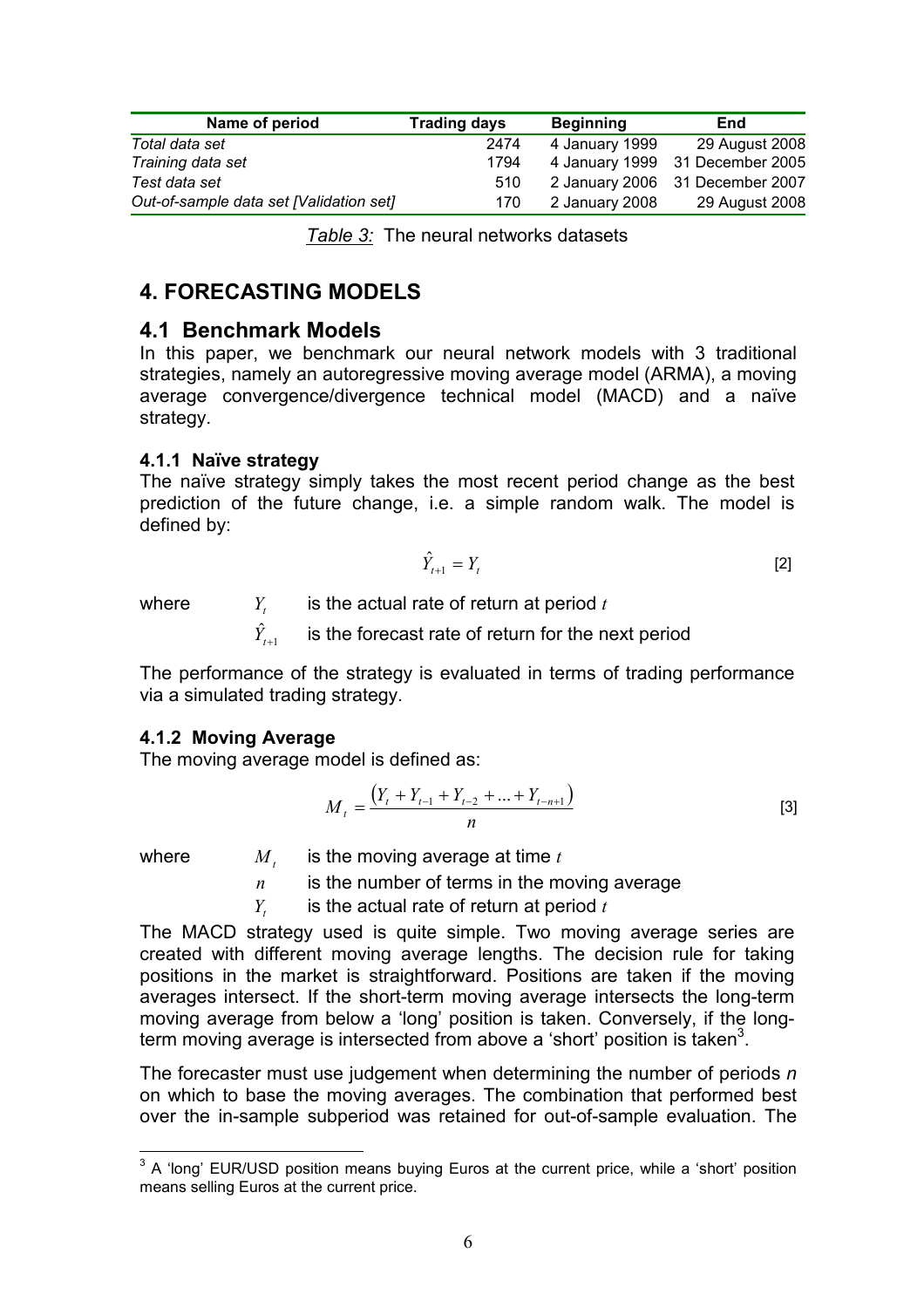| Name of period | Trading days | Beginning | End |
|---|---|---|---|
| *Total data set* | 2474 | 4 January 1999 | 29 August 2008 |
| *Training data set* | 1794 | 4 January 1999 | 31 December 2005 |
| *Test data set* | 510 | 2 January 2006 | 31 December 2007 |
| *Out-of-sample data set [Validation set]* | 170 | 2 January 2008 | 29 August 2008 |

*Table 3:* The neural networks datasets

# 4. FORECASTING MODELS

## 4.1 Benchmark Models

In this paper, we benchmark our neural network models with 3 traditional strategies, namely an autoregressive moving average model (ARMA), a moving average convergence/divergence technical model (MACD) and a naïve strategy.

### 4.1.1 Naïve strategy

The naïve strategy simply takes the most recent period change as the best prediction of the future change, i.e. a simple random walk. The model is defined by:

$$\hat{Y}_{t+1} = Y_t \qquad [2]$$

where $Y_t$ is the actual rate of return at period $t$

$\hat{Y}_{t+1}$ is the forecast rate of return for the next period

The performance of the strategy is evaluated in terms of trading performance via a simulated trading strategy.

### 4.1.2 Moving Average

The moving average model is defined as:

$$M_t = \frac{\left(Y_t + Y_{t-1} + Y_{t-2} + \ldots + Y_{t-n+1}\right)}{n} \qquad [3]$$

where $M_t$ is the moving average at time $t$

$n$ is the number of terms in the moving average

$Y_t$ is the actual rate of return at period $t$

The MACD strategy used is quite simple. Two moving average series are created with different moving average lengths. The decision rule for taking positions in the market is straightforward. Positions are taken if the moving averages intersect. If the short-term moving average intersects the long-term moving average from below a 'long' position is taken. Conversely, if the long-term moving average is intersected from above a 'short' position is taken[3].

The forecaster must use judgement when determining the number of periods $n$ on which to base the moving averages. The combination that performed best over the in-sample subperiod was retained for out-of-sample evaluation. The

[3] A 'long' EUR/USD position means buying Euros at the current price, while a 'short' position means selling Euros at the current price.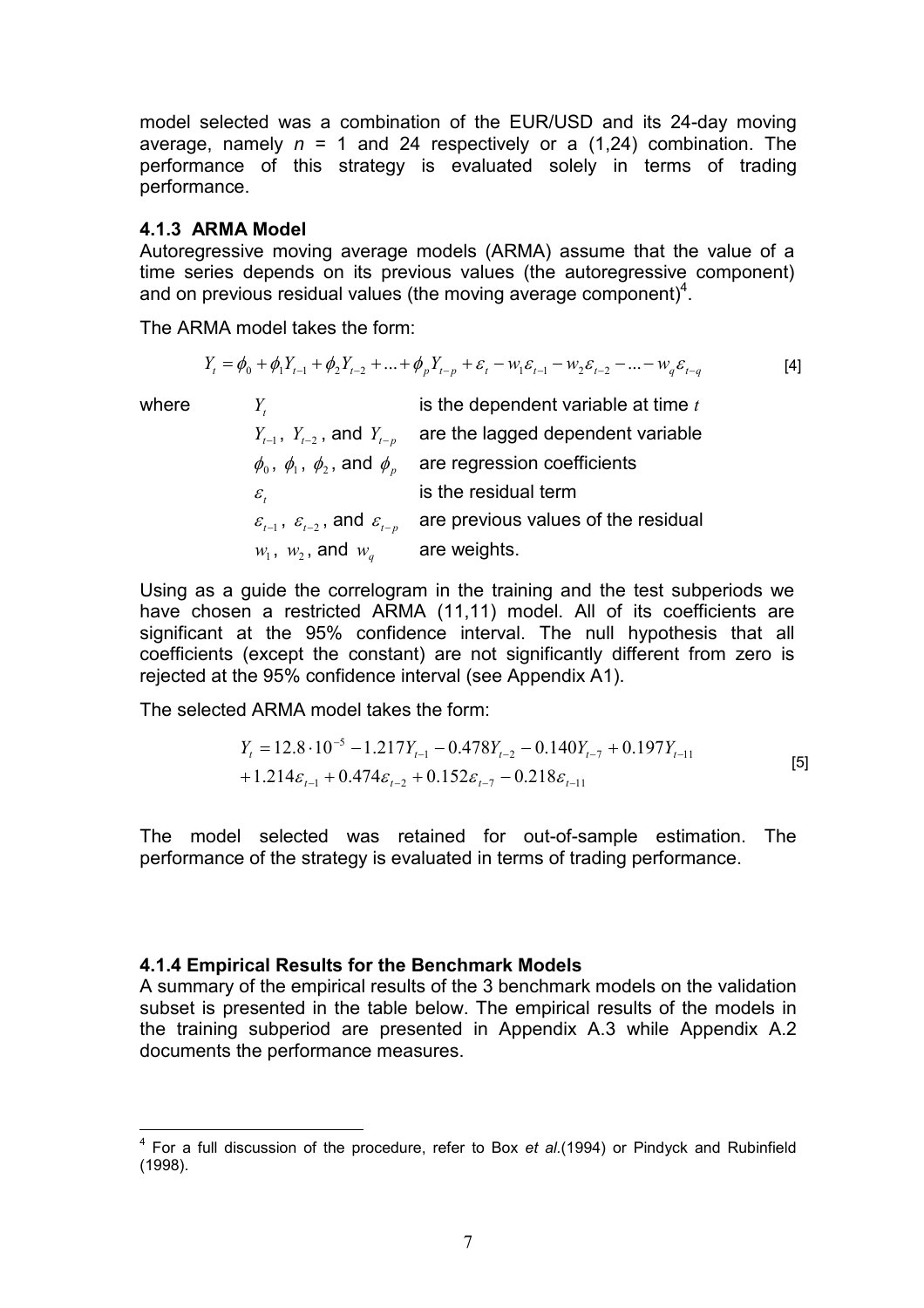model selected was a combination of the EUR/USD and its 24-day moving average, namely $n$ = 1 and 24 respectively or a (1,24) combination. The performance of this strategy is evaluated solely in terms of trading performance.

### 4.1.3 ARMA Model

Autoregressive moving average models (ARMA) assume that the value of a time series depends on its previous values (the autoregressive component) and on previous residual values (the moving average component)[4].

The ARMA model takes the form:

$$Y_t = \phi_0 + \phi_1 Y_{t-1} + \phi_2 Y_{t-2} + ... + \phi_p Y_{t-p} + \varepsilon_t - w_1 \varepsilon_{t-1} - w_2 \varepsilon_{t-2} - ... - w_q \varepsilon_{t-q} \quad [4]$$

where

- $Y_t$ is the dependent variable at time $t$
- $Y_{t-1}$, $Y_{t-2}$, and $Y_{t-p}$ are the lagged dependent variable
- $\phi_0$, $\phi_1$, $\phi_2$, and $\phi_p$ are regression coefficients
- $\varepsilon_t$ is the residual term
- $\varepsilon_{t-1}$, $\varepsilon_{t-2}$, and $\varepsilon_{t-p}$ are previous values of the residual
- $w_1$, $w_2$, and $w_q$ are weights.

Using as a guide the correlogram in the training and the test subperiods we have chosen a restricted ARMA (11,11) model. All of its coefficients are significant at the 95% confidence interval. The null hypothesis that all coefficients (except the constant) are not significantly different from zero is rejected at the 95% confidence interval (see Appendix A1).

The selected ARMA model takes the form:

$$\begin{aligned} Y_t &= 12.8 \cdot 10^{-5} - 1.217 Y_{t-1} - 0.478 Y_{t-2} - 0.140 Y_{t-7} + 0.197 Y_{t-11} \\ &+ 1.214 \varepsilon_{t-1} + 0.474 \varepsilon_{t-2} + 0.152 \varepsilon_{t-7} - 0.218 \varepsilon_{t-11} \end{aligned} \quad [5]$$

The model selected was retained for out-of-sample estimation. The performance of the strategy is evaluated in terms of trading performance.

### 4.1.4 Empirical Results for the Benchmark Models

A summary of the empirical results of the 3 benchmark models on the validation subset is presented in the table below. The empirical results of the models in the training subperiod are presented in Appendix A.3 while Appendix A.2 documents the performance measures.

[4] For a full discussion of the procedure, refer to Box *et al.*(1994) or Pindyck and Rubinfield (1998).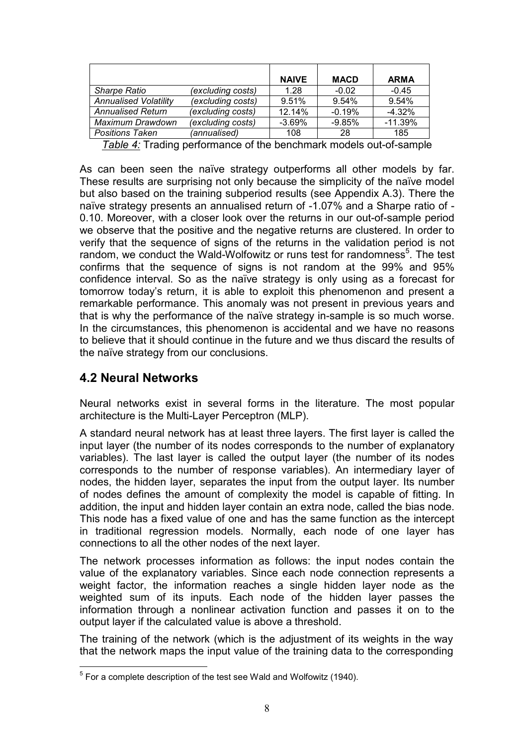| | | NAIVE | MACD | ARMA |
|---|---|---|---|---|
| *Sharpe Ratio* | *(excluding costs)* | 1.28 | -0.02 | -0.45 |
| *Annualised Volatility* | *(excluding costs)* | 9.51% | 9.54% | 9.54% |
| *Annualised Return* | *(excluding costs)* | 12.14% | -0.19% | -4.32% |
| *Maximum Drawdown* | *(excluding costs)* | -3.69% | -9.85% | -11.39% |
| *Positions Taken* | *(annualised)* | 108 | 28 | 185 |

*Table 4:* Trading performance of the benchmark models out-of-sample

As can been seen the naïve strategy outperforms all other models by far. These results are surprising not only because the simplicity of the naïve model but also based on the training subperiod results (see Appendix A.3). There the naïve strategy presents an annualised return of -1.07% and a Sharpe ratio of -0.10. Moreover, with a closer look over the returns in our out-of-sample period we observe that the positive and the negative returns are clustered. In order to verify that the sequence of signs of the returns in the validation period is not random, we conduct the Wald-Wolfowitz or runs test for randomness[5]. The test confirms that the sequence of signs is not random at the 99% and 95% confidence interval. So as the naïve strategy is only using as a forecast for tomorrow today's return, it is able to exploit this phenomenon and present a remarkable performance. This anomaly was not present in previous years and that is why the performance of the naïve strategy in-sample is so much worse. In the circumstances, this phenomenon is accidental and we have no reasons to believe that it should continue in the future and we thus discard the results of the naïve strategy from our conclusions.

## 4.2 Neural Networks

Neural networks exist in several forms in the literature. The most popular architecture is the Multi-Layer Perceptron (MLP).

A standard neural network has at least three layers. The first layer is called the input layer (the number of its nodes corresponds to the number of explanatory variables). The last layer is called the output layer (the number of its nodes corresponds to the number of response variables). An intermediary layer of nodes, the hidden layer, separates the input from the output layer. Its number of nodes defines the amount of complexity the model is capable of fitting. In addition, the input and hidden layer contain an extra node, called the bias node. This node has a fixed value of one and has the same function as the intercept in traditional regression models. Normally, each node of one layer has connections to all the other nodes of the next layer.

The network processes information as follows: the input nodes contain the value of the explanatory variables. Since each node connection represents a weight factor, the information reaches a single hidden layer node as the weighted sum of its inputs. Each node of the hidden layer passes the information through a nonlinear activation function and passes it on to the output layer if the calculated value is above a threshold.

The training of the network (which is the adjustment of its weights in the way that the network maps the input value of the training data to the corresponding

[5] For a complete description of the test see Wald and Wolfowitz (1940).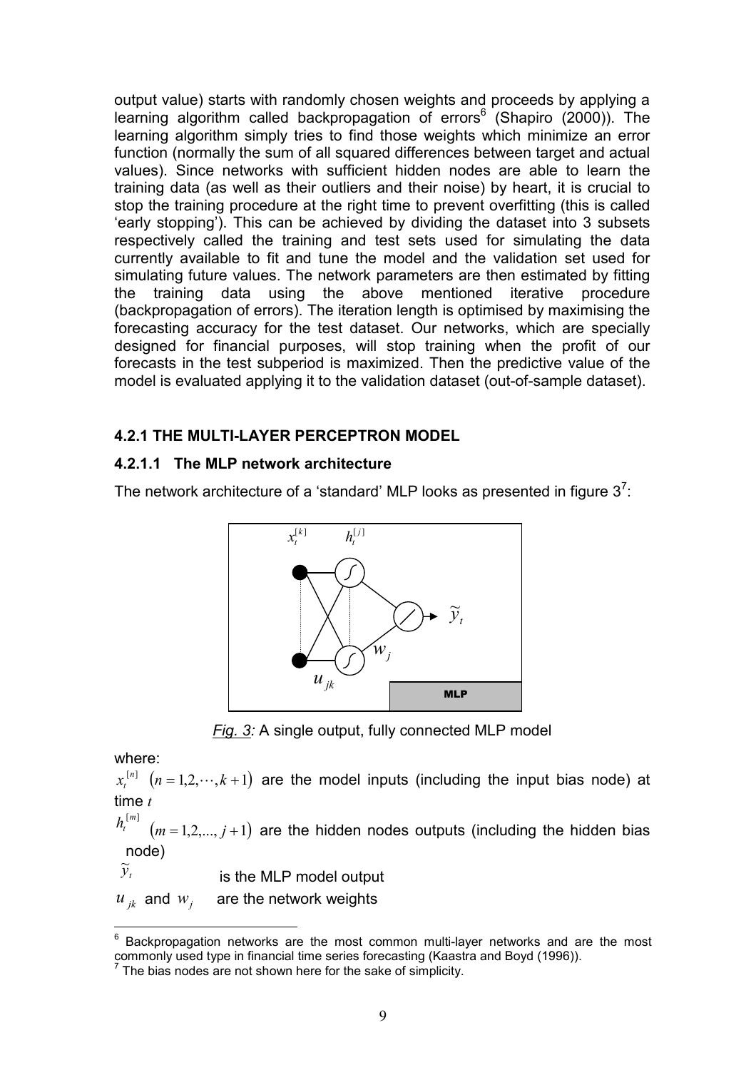output value) starts with randomly chosen weights and proceeds by applying a learning algorithm called backpropagation of errors[6] (Shapiro (2000)). The learning algorithm simply tries to find those weights which minimize an error function (normally the sum of all squared differences between target and actual values). Since networks with sufficient hidden nodes are able to learn the training data (as well as their outliers and their noise) by heart, it is crucial to stop the training procedure at the right time to prevent overfitting (this is called 'early stopping'). This can be achieved by dividing the dataset into 3 subsets respectively called the training and test sets used for simulating the data currently available to fit and tune the model and the validation set used for simulating future values. The network parameters are then estimated by fitting the training data using the above mentioned iterative procedure (backpropagation of errors). The iteration length is optimised by maximising the forecasting accuracy for the test dataset. Our networks, which are specially designed for financial purposes, will stop training when the profit of our forecasts in the test subperiod is maximized. Then the predictive value of the model is evaluated applying it to the validation dataset (out-of-sample dataset).

### 4.2.1 THE MULTI-LAYER PERCEPTRON MODEL

#### 4.2.1.1 The MLP network architecture

The network architecture of a 'standard' MLP looks as presented in figure 3[7]:

*Fig. 3:* A single output, fully connected MLP model

where:

$x_t^{[n]}$ $(n = 1,2,\cdots,k+1)$ are the model inputs (including the input bias node) at time $t$

$h_t^{[m]}$ $(m = 1,2,...,j+1)$ are the hidden nodes outputs (including the hidden bias node)

$\tilde{y}_t$ is the MLP model output

$u_{jk}$ and $w_j$ are the network weights

[6] Backpropagation networks are the most common multi-layer networks and are the most commonly used type in financial time series forecasting (Kaastra and Boyd (1996)).

[7] The bias nodes are not shown here for the sake of simplicity.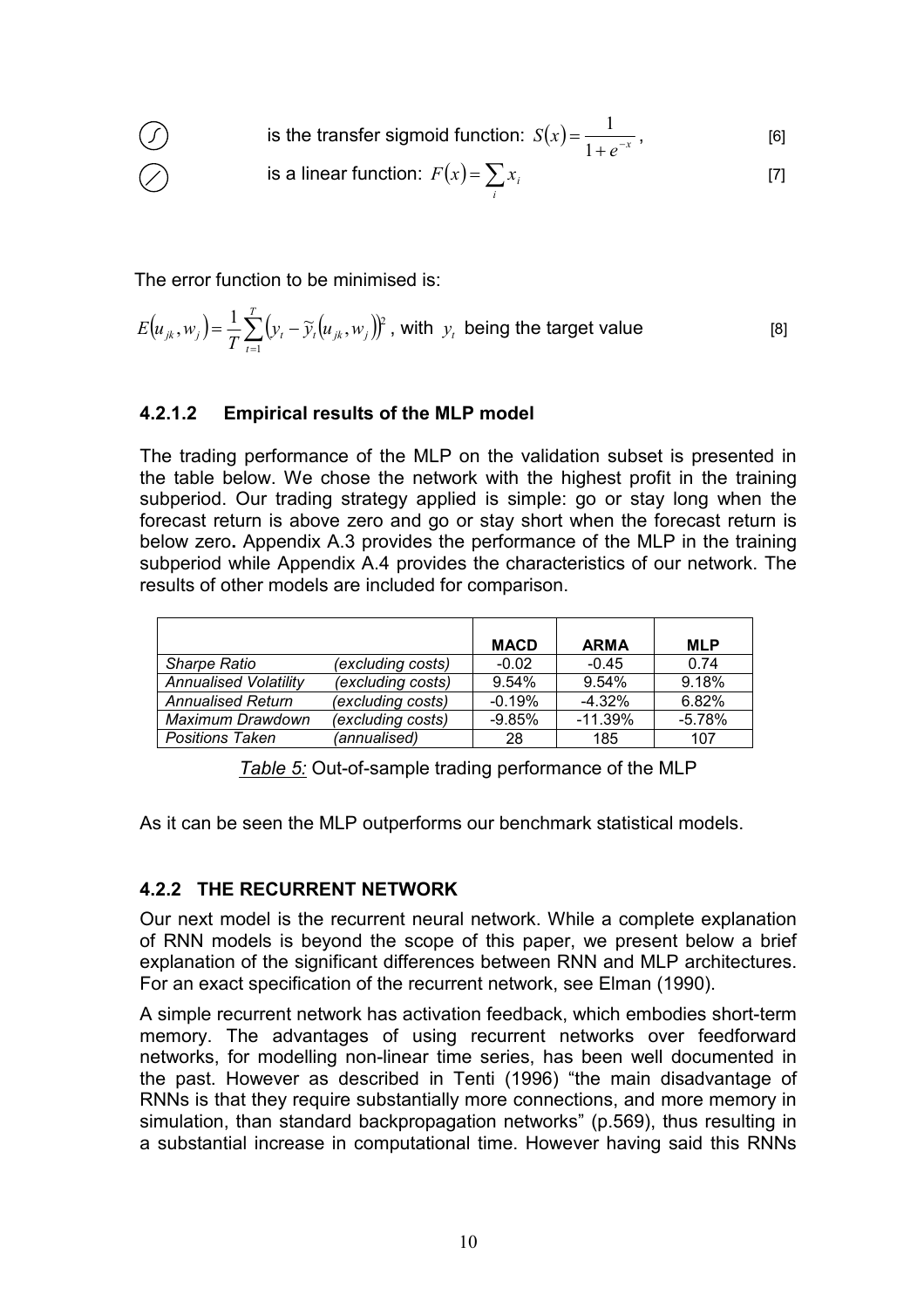$\textcircled{\int}$ is the transfer sigmoid function: $S(x) = \dfrac{1}{1+e^{-x}}$, [6]

$\oslash$ is a linear function: $F(x) = \sum_{i} x_i$ [7]

The error function to be minimised is:

$$E(u_{jk}, w_j) = \frac{1}{T}\sum_{t=1}^{T}\left(y_t - \tilde{y}_t(u_{jk}, w_j)\right)^2 \text{, with } y_t \text{ being the target value} \qquad [8]$$

#### 4.2.1.2 Empirical results of the MLP model

The trading performance of the MLP on the validation subset is presented in the table below. We chose the network with the highest profit in the training subperiod. Our trading strategy applied is simple: go or stay long when the forecast return is above zero and go or stay short when the forecast return is below zero**.** Appendix A.3 provides the performance of the MLP in the training subperiod while Appendix A.4 provides the characteristics of our network. The results of other models are included for comparison.

| | | **MACD** | **ARMA** | **MLP** |
|---|---|---|---|---|
| *Sharpe Ratio* | *(excluding costs)* | -0.02 | -0.45 | 0.74 |
| *Annualised Volatility* | *(excluding costs)* | 9.54% | 9.54% | 9.18% |
| *Annualised Return* | *(excluding costs)* | -0.19% | -4.32% | 6.82% |
| *Maximum Drawdown* | *(excluding costs)* | -9.85% | -11.39% | -5.78% |
| *Positions Taken* | *(annualised)* | 28 | 185 | 107 |

*Table 5:* Out-of-sample trading performance of the MLP

As it can be seen the MLP outperforms our benchmark statistical models.

### 4.2.2 THE RECURRENT NETWORK

Our next model is the recurrent neural network. While a complete explanation of RNN models is beyond the scope of this paper, we present below a brief explanation of the significant differences between RNN and MLP architectures. For an exact specification of the recurrent network, see Elman (1990).

A simple recurrent network has activation feedback, which embodies short-term memory. The advantages of using recurrent networks over feedforward networks, for modelling non-linear time series, has been well documented in the past. However as described in Tenti (1996) "the main disadvantage of RNNs is that they require substantially more connections, and more memory in simulation, than standard backpropagation networks" (p.569), thus resulting in a substantial increase in computational time. However having said this RNNs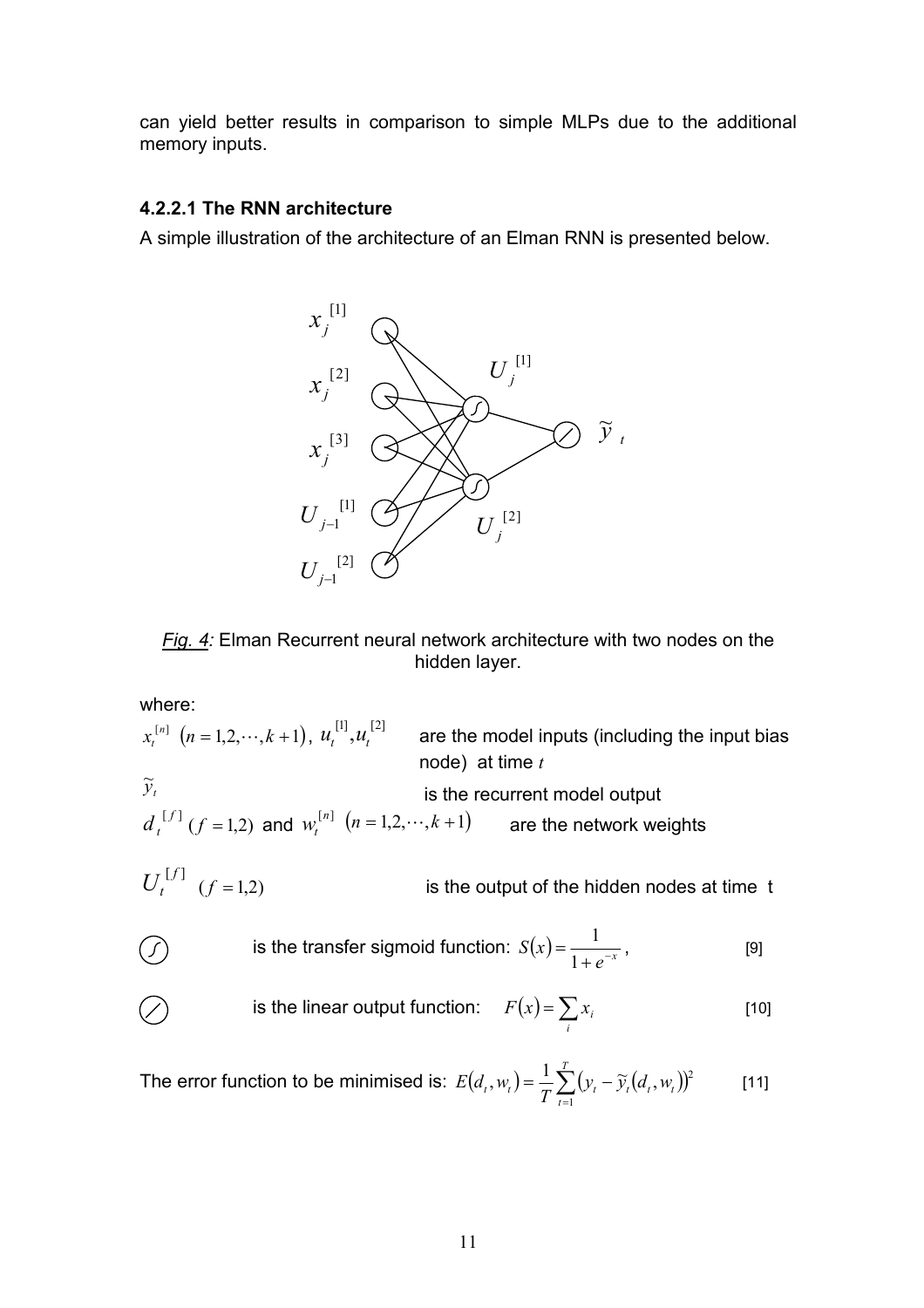can yield better results in comparison to simple MLPs due to the additional memory inputs.

#### 4.2.2.1 The RNN architecture

A simple illustration of the architecture of an Elman RNN is presented below.

*Fig. 4:* Elman Recurrent neural network architecture with two nodes on the hidden layer.

where:

$x_t^{[n]}$ $(n = 1,2,\cdots,k+1)$, $u_t^{[1]}, u_t^{[2]}$ are the model inputs (including the input bias node) at time $t$

$\widetilde{y}_t$ is the recurrent model output

$d_t^{[f]}$ $(f = 1,2)$ and $w_t^{[n]}$ $(n = 1,2,\cdots,k+1)$ are the network weights

$U_t^{[f]}$ $(f = 1,2)$ is the output of the hidden nodes at time t

(∫) is the transfer sigmoid function: $S(x) = \dfrac{1}{1+e^{-x}}$, [9]

(/) is the linear output function: $F(x) = \sum_i x_i$ [10]

The error function to be minimised is: $E(d_t, w_t) = \dfrac{1}{T}\sum_{t=1}^{T}\left(y_t - \widetilde{y}_t(d_t, w_t)\right)^2$ [11]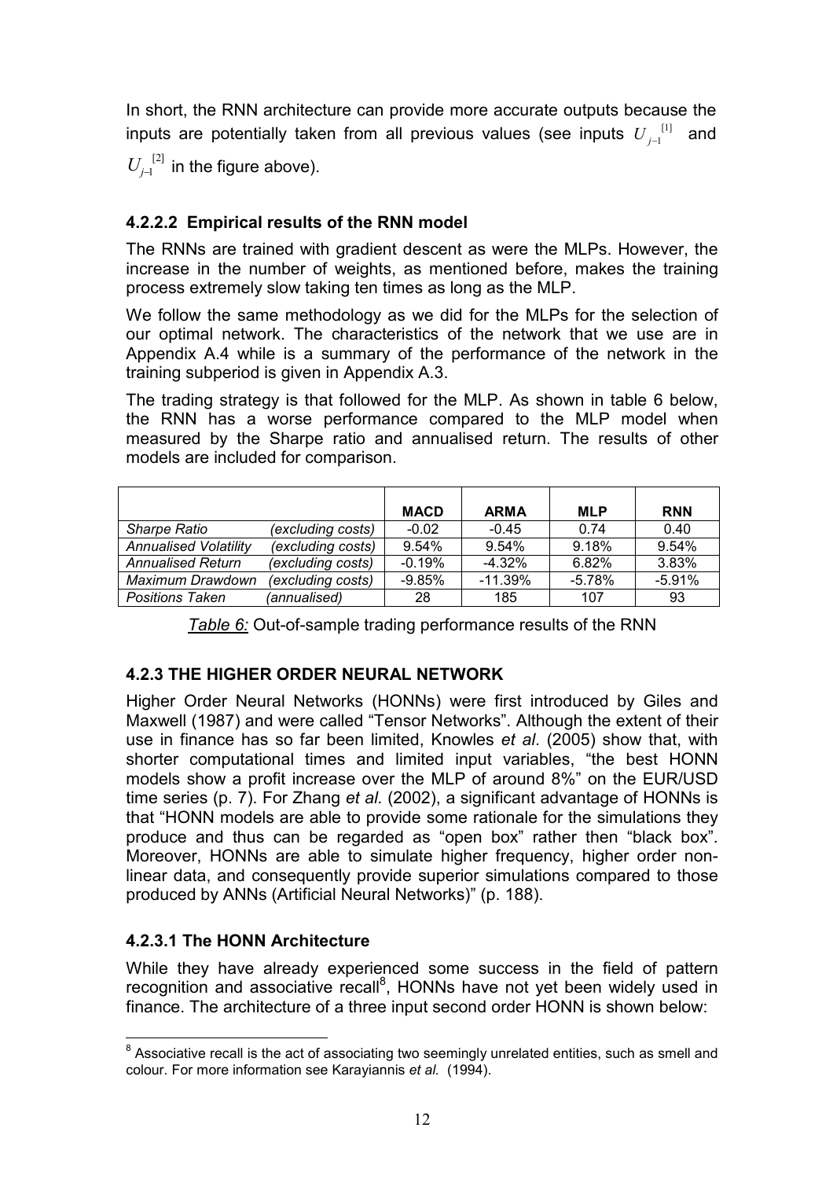In short, the RNN architecture can provide more accurate outputs because the inputs are potentially taken from all previous values (see inputs $U_{j-1}^{[1]}$ and $U_{j-1}^{[2]}$ in the figure above).

#### 4.2.2.2 Empirical results of the RNN model

The RNNs are trained with gradient descent as were the MLPs. However, the increase in the number of weights, as mentioned before, makes the training process extremely slow taking ten times as long as the MLP.

We follow the same methodology as we did for the MLPs for the selection of our optimal network. The characteristics of the network that we use are in Appendix A.4 while is a summary of the performance of the network in the training subperiod is given in Appendix A.3.

The trading strategy is that followed for the MLP. As shown in table 6 below, the RNN has a worse performance compared to the MLP model when measured by the Sharpe ratio and annualised return. The results of other models are included for comparison.

| | | MACD | ARMA | MLP | RNN |
|---|---|---|---|---|---|
| *Sharpe Ratio* | *(excluding costs)* | -0.02 | -0.45 | 0.74 | 0.40 |
| *Annualised Volatility* | *(excluding costs)* | 9.54% | 9.54% | 9.18% | 9.54% |
| *Annualised Return* | *(excluding costs)* | -0.19% | -4.32% | 6.82% | 3.83% |
| *Maximum Drawdown* | *(excluding costs)* | -9.85% | -11.39% | -5.78% | -5.91% |
| *Positions Taken* | *(annualised)* | 28 | 185 | 107 | 93 |

*Table 6:* Out-of-sample trading performance results of the RNN

### 4.2.3 THE HIGHER ORDER NEURAL NETWORK

Higher Order Neural Networks (HONNs) were first introduced by Giles and Maxwell (1987) and were called "Tensor Networks". Although the extent of their use in finance has so far been limited, Knowles *et al*. (2005) show that, with shorter computational times and limited input variables, "the best HONN models show a profit increase over the MLP of around 8%" on the EUR/USD time series (p. 7). For Zhang *et al.* (2002), a significant advantage of HONNs is that "HONN models are able to provide some rationale for the simulations they produce and thus can be regarded as "open box" rather then "black box". Moreover, HONNs are able to simulate higher frequency, higher order non-linear data, and consequently provide superior simulations compared to those produced by ANNs (Artificial Neural Networks)" (p. 188).

#### 4.2.3.1 The HONN Architecture

While they have already experienced some success in the field of pattern recognition and associative recall[8], HONNs have not yet been widely used in finance. The architecture of a three input second order HONN is shown below:

[8] Associative recall is the act of associating two seemingly unrelated entities, such as smell and colour. For more information see Karayiannis *et al.* (1994).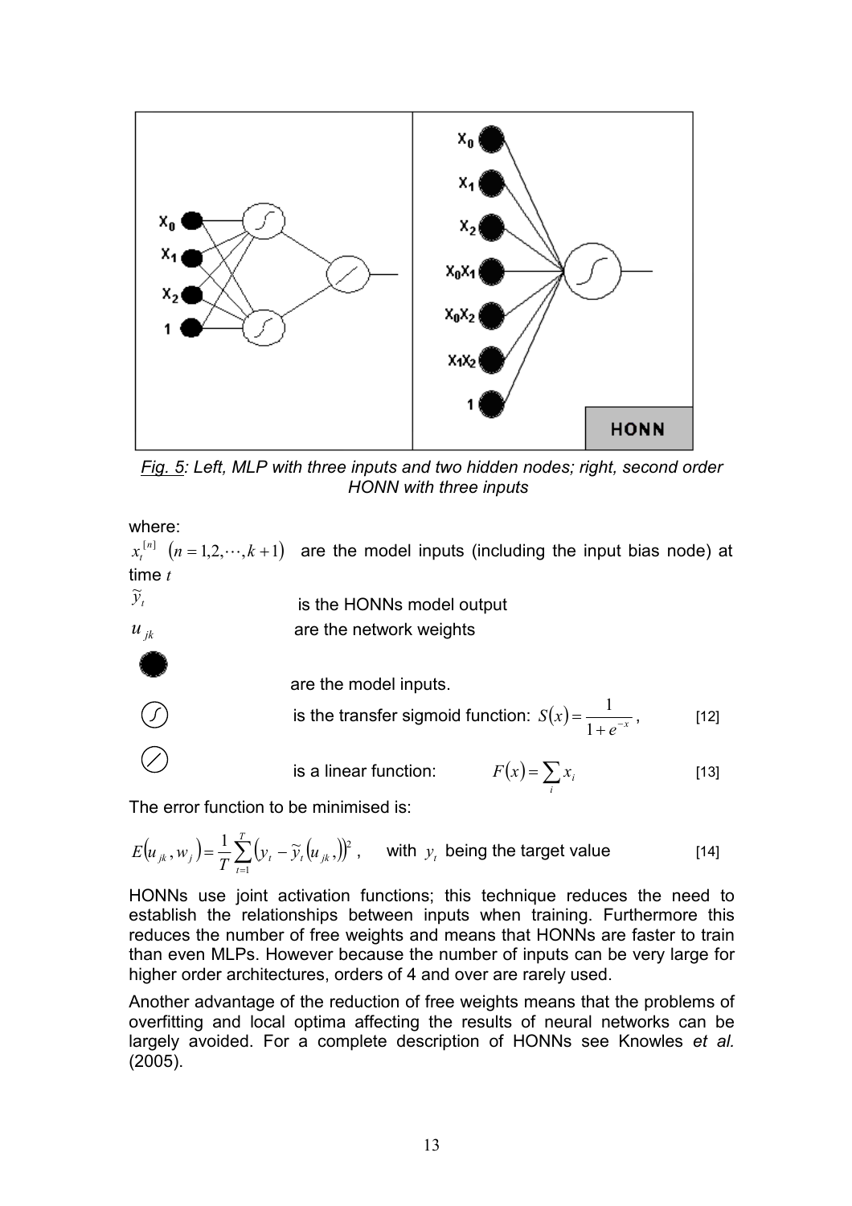*Fig. 5: Left, MLP with three inputs and two hidden nodes; right, second order HONN with three inputs*

where:

$x_t^{[n]}$ $(n = 1,2,\cdots,k+1)$ are the model inputs (including the input bias node) at time $t$

$\widetilde{y}_t$ is the HONNs model output

$u_{jk}$ are the network weights

● are the model inputs.

is the transfer sigmoid function: $S(x) = \dfrac{1}{1+e^{-x}}$, [12]

is a linear function: $F(x) = \sum_i x_i$ [13]

The error function to be minimised is:

$$E(u_{jk}, w_j) = \frac{1}{T}\sum_{t=1}^{T}\left(y_t - \widetilde{y}_t(u_{jk},)\right)^2, \quad \text{with } y_t \text{ being the target value} \qquad [14]$$

HONNs use joint activation functions; this technique reduces the need to establish the relationships between inputs when training. Furthermore this reduces the number of free weights and means that HONNs are faster to train than even MLPs. However because the number of inputs can be very large for higher order architectures, orders of 4 and over are rarely used.

Another advantage of the reduction of free weights means that the problems of overfitting and local optima affecting the results of neural networks can be largely avoided. For a complete description of HONNs see Knowles *et al.* (2005).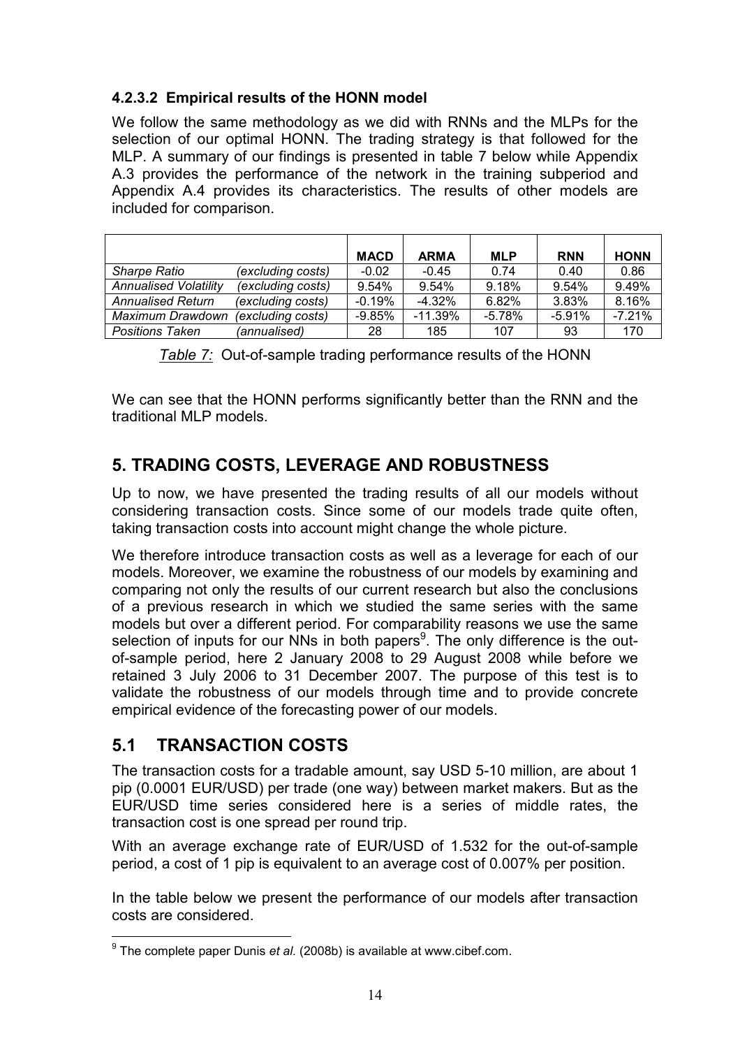#### 4.2.3.2 Empirical results of the HONN model

We follow the same methodology as we did with RNNs and the MLPs for the selection of our optimal HONN. The trading strategy is that followed for the MLP. A summary of our findings is presented in table 7 below while Appendix A.3 provides the performance of the network in the training subperiod and Appendix A.4 provides its characteristics. The results of other models are included for comparison.

| | | MACD | ARMA | MLP | RNN | HONN |
|---|---|---|---|---|---|---|
| *Sharpe Ratio* | *(excluding costs)* | -0.02 | -0.45 | 0.74 | 0.40 | 0.86 |
| *Annualised Volatility* | *(excluding costs)* | 9.54% | 9.54% | 9.18% | 9.54% | 9.49% |
| *Annualised Return* | *(excluding costs)* | -0.19% | -4.32% | 6.82% | 3.83% | 8.16% |
| *Maximum Drawdown* | *(excluding costs)* | -9.85% | -11.39% | -5.78% | -5.91% | -7.21% |
| *Positions Taken* | *(annualised)* | 28 | 185 | 107 | 93 | 170 |

*Table 7:* Out-of-sample trading performance results of the HONN

We can see that the HONN performs significantly better than the RNN and the traditional MLP models.

## 5. TRADING COSTS, LEVERAGE AND ROBUSTNESS

Up to now, we have presented the trading results of all our models without considering transaction costs. Since some of our models trade quite often, taking transaction costs into account might change the whole picture.

We therefore introduce transaction costs as well as a leverage for each of our models. Moreover, we examine the robustness of our models by examining and comparing not only the results of our current research but also the conclusions of a previous research in which we studied the same series with the same models but over a different period. For comparability reasons we use the same selection of inputs for our NNs in both papers[9]. The only difference is the out-of-sample period, here 2 January 2008 to 29 August 2008 while before we retained 3 July 2006 to 31 December 2007. The purpose of this test is to validate the robustness of our models through time and to provide concrete empirical evidence of the forecasting power of our models.

## 5.1 TRANSACTION COSTS

The transaction costs for a tradable amount, say USD 5-10 million, are about 1 pip (0.0001 EUR/USD) per trade (one way) between market makers. But as the EUR/USD time series considered here is a series of middle rates, the transaction cost is one spread per round trip.

With an average exchange rate of EUR/USD of 1.532 for the out-of-sample period, a cost of 1 pip is equivalent to an average cost of 0.007% per position.

In the table below we present the performance of our models after transaction costs are considered.

[9] The complete paper Dunis *et al.* (2008b) is available at www.cibef.com.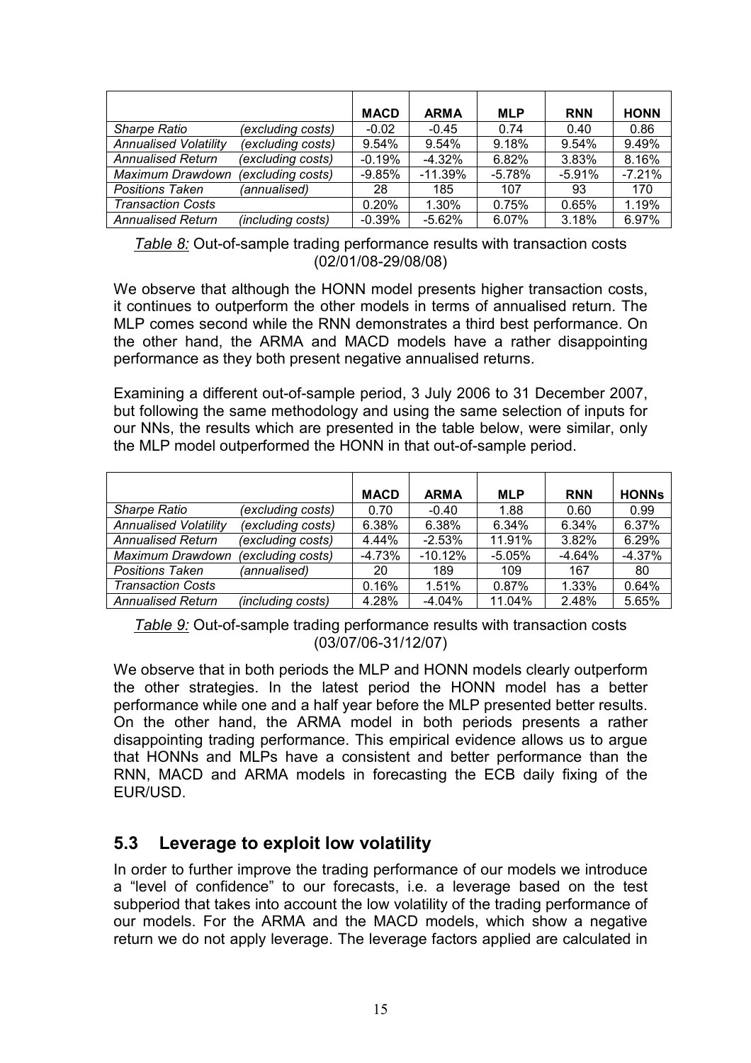| | | MACD | ARMA | MLP | RNN | HONN |
|---|---|---|---|---|---|---|
| *Sharpe Ratio* | *(excluding costs)* | -0.02 | -0.45 | 0.74 | 0.40 | 0.86 |
| *Annualised Volatility* | *(excluding costs)* | 9.54% | 9.54% | 9.18% | 9.54% | 9.49% |
| *Annualised Return* | *(excluding costs)* | -0.19% | -4.32% | 6.82% | 3.83% | 8.16% |
| *Maximum Drawdown* | *(excluding costs)* | -9.85% | -11.39% | -5.78% | -5.91% | -7.21% |
| *Positions Taken* | *(annualised)* | 28 | 185 | 107 | 93 | 170 |
| *Transaction Costs* | | 0.20% | 1.30% | 0.75% | 0.65% | 1.19% |
| *Annualised Return* | *(including costs)* | -0.39% | -5.62% | 6.07% | 3.18% | 6.97% |

*Table 8:* Out-of-sample trading performance results with transaction costs (02/01/08-29/08/08)

We observe that although the HONN model presents higher transaction costs, it continues to outperform the other models in terms of annualised return. The MLP comes second while the RNN demonstrates a third best performance. On the other hand, the ARMA and MACD models have a rather disappointing performance as they both present negative annualised returns.

Examining a different out-of-sample period, 3 July 2006 to 31 December 2007, but following the same methodology and using the same selection of inputs for our NNs, the results which are presented in the table below, were similar, only the MLP model outperformed the HONN in that out-of-sample period.

| | | MACD | ARMA | MLP | RNN | HONNs |
|---|---|---|---|---|---|---|
| *Sharpe Ratio* | *(excluding costs)* | 0.70 | -0.40 | 1.88 | 0.60 | 0.99 |
| *Annualised Volatility* | *(excluding costs)* | 6.38% | 6.38% | 6.34% | 6.34% | 6.37% |
| *Annualised Return* | *(excluding costs)* | 4.44% | -2.53% | 11.91% | 3.82% | 6.29% |
| *Maximum Drawdown* | *(excluding costs)* | -4.73% | -10.12% | -5.05% | -4.64% | -4.37% |
| *Positions Taken* | *(annualised)* | 20 | 189 | 109 | 167 | 80 |
| *Transaction Costs* | | 0.16% | 1.51% | 0.87% | 1.33% | 0.64% |
| *Annualised Return* | *(including costs)* | 4.28% | -4.04% | 11.04% | 2.48% | 5.65% |

*Table 9:* Out-of-sample trading performance results with transaction costs (03/07/06-31/12/07)

We observe that in both periods the MLP and HONN models clearly outperform the other strategies. In the latest period the HONN model has a better performance while one and a half year before the MLP presented better results. On the other hand, the ARMA model in both periods presents a rather disappointing trading performance. This empirical evidence allows us to argue that HONNs and MLPs have a consistent and better performance than the RNN, MACD and ARMA models in forecasting the ECB daily fixing of the EUR/USD.

## 5.3 Leverage to exploit low volatility

In order to further improve the trading performance of our models we introduce a "level of confidence" to our forecasts, i.e. a leverage based on the test subperiod that takes into account the low volatility of the trading performance of our models. For the ARMA and the MACD models, which show a negative return we do not apply leverage. The leverage factors applied are calculated in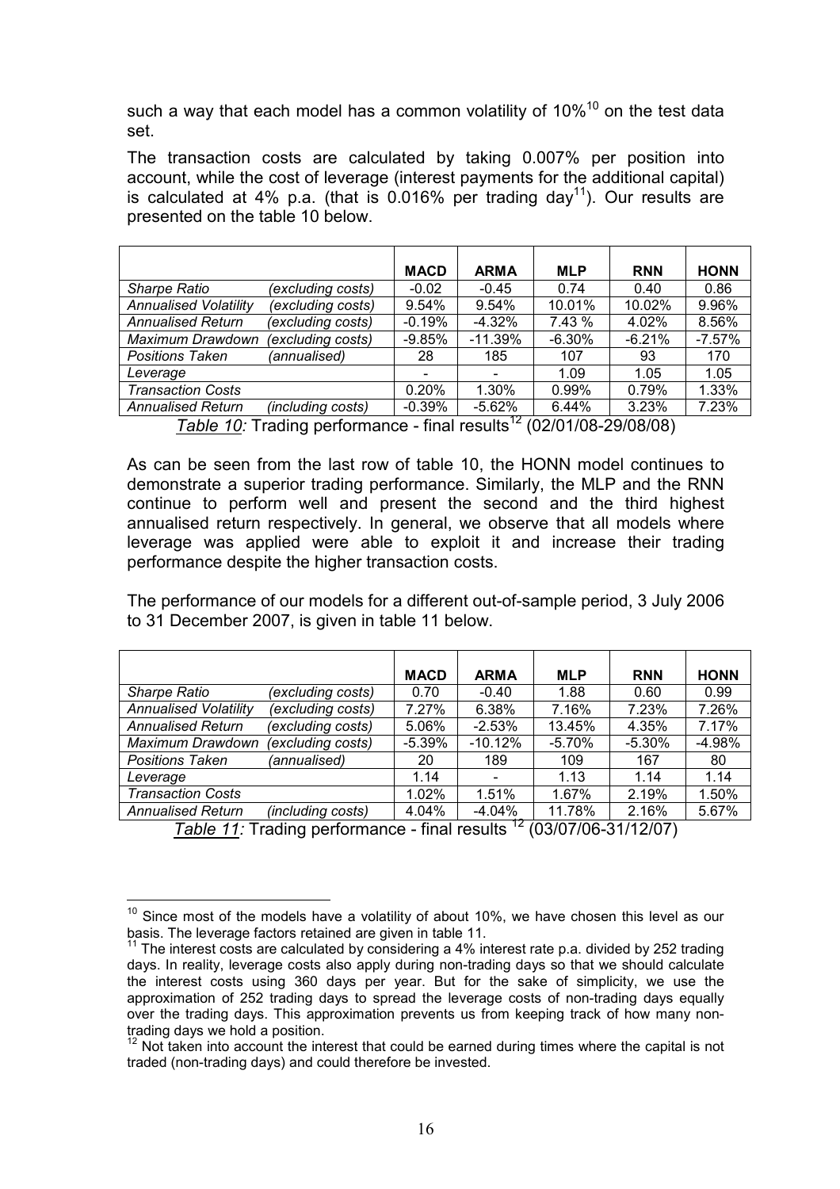such a way that each model has a common volatility of 10%[10] on the test data set.

The transaction costs are calculated by taking 0.007% per position into account, while the cost of leverage (interest payments for the additional capital) is calculated at 4% p.a. (that is 0.016% per trading day[11]). Our results are presented on the table 10 below.

| | | MACD | ARMA | MLP | RNN | HONN |
|---|---|---|---|---|---|---|
| *Sharpe Ratio* | *(excluding costs)* | -0.02 | -0.45 | 0.74 | 0.40 | 0.86 |
| *Annualised Volatility* | *(excluding costs)* | 9.54% | 9.54% | 10.01% | 10.02% | 9.96% |
| *Annualised Return* | *(excluding costs)* | -0.19% | -4.32% | 7.43 % | 4.02% | 8.56% |
| *Maximum Drawdown* | *(excluding costs)* | -9.85% | -11.39% | -6.30% | -6.21% | -7.57% |
| *Positions Taken* | *(annualised)* | 28 | 185 | 107 | 93 | 170 |
| *Leverage* | | - | - | 1.09 | 1.05 | 1.05 |
| *Transaction Costs* | | 0.20% | 1.30% | 0.99% | 0.79% | 1.33% |
| *Annualised Return* | *(including costs)* | -0.39% | -5.62% | 6.44% | 3.23% | 7.23% |

*Table 10:* Trading performance - final results[12] (02/01/08-29/08/08)

As can be seen from the last row of table 10, the HONN model continues to demonstrate a superior trading performance. Similarly, the MLP and the RNN continue to perform well and present the second and the third highest annualised return respectively. In general, we observe that all models where leverage was applied were able to exploit it and increase their trading performance despite the higher transaction costs.

The performance of our models for a different out-of-sample period, 3 July 2006 to 31 December 2007, is given in table 11 below.

| | | MACD | ARMA | MLP | RNN | HONN |
|---|---|---|---|---|---|---|
| *Sharpe Ratio* | *(excluding costs)* | 0.70 | -0.40 | 1.88 | 0.60 | 0.99 |
| *Annualised Volatility* | *(excluding costs)* | 7.27% | 6.38% | 7.16% | 7.23% | 7.26% |
| *Annualised Return* | *(excluding costs)* | 5.06% | -2.53% | 13.45% | 4.35% | 7.17% |
| *Maximum Drawdown* | *(excluding costs)* | -5.39% | -10.12% | -5.70% | -5.30% | -4.98% |
| *Positions Taken* | *(annualised)* | 20 | 189 | 109 | 167 | 80 |
| *Leverage* | | 1.14 | - | 1.13 | 1.14 | 1.14 |
| *Transaction Costs* | | 1.02% | 1.51% | 1.67% | 2.19% | 1.50% |
| *Annualised Return* | *(including costs)* | 4.04% | -4.04% | 11.78% | 2.16% | 5.67% |

*Table 11:* Trading performance - final results [12] (03/07/06-31/12/07)

---

[10] Since most of the models have a volatility of about 10%, we have chosen this level as our basis. The leverage factors retained are given in table 11.

[11] The interest costs are calculated by considering a 4% interest rate p.a. divided by 252 trading days. In reality, leverage costs also apply during non-trading days so that we should calculate the interest costs using 360 days per year. But for the sake of simplicity, we use the approximation of 252 trading days to spread the leverage costs of non-trading days equally over the trading days. This approximation prevents us from keeping track of how many non-trading days we hold a position.

[12] Not taken into account the interest that could be earned during times where the capital is not traded (non-trading days) and could therefore be invested.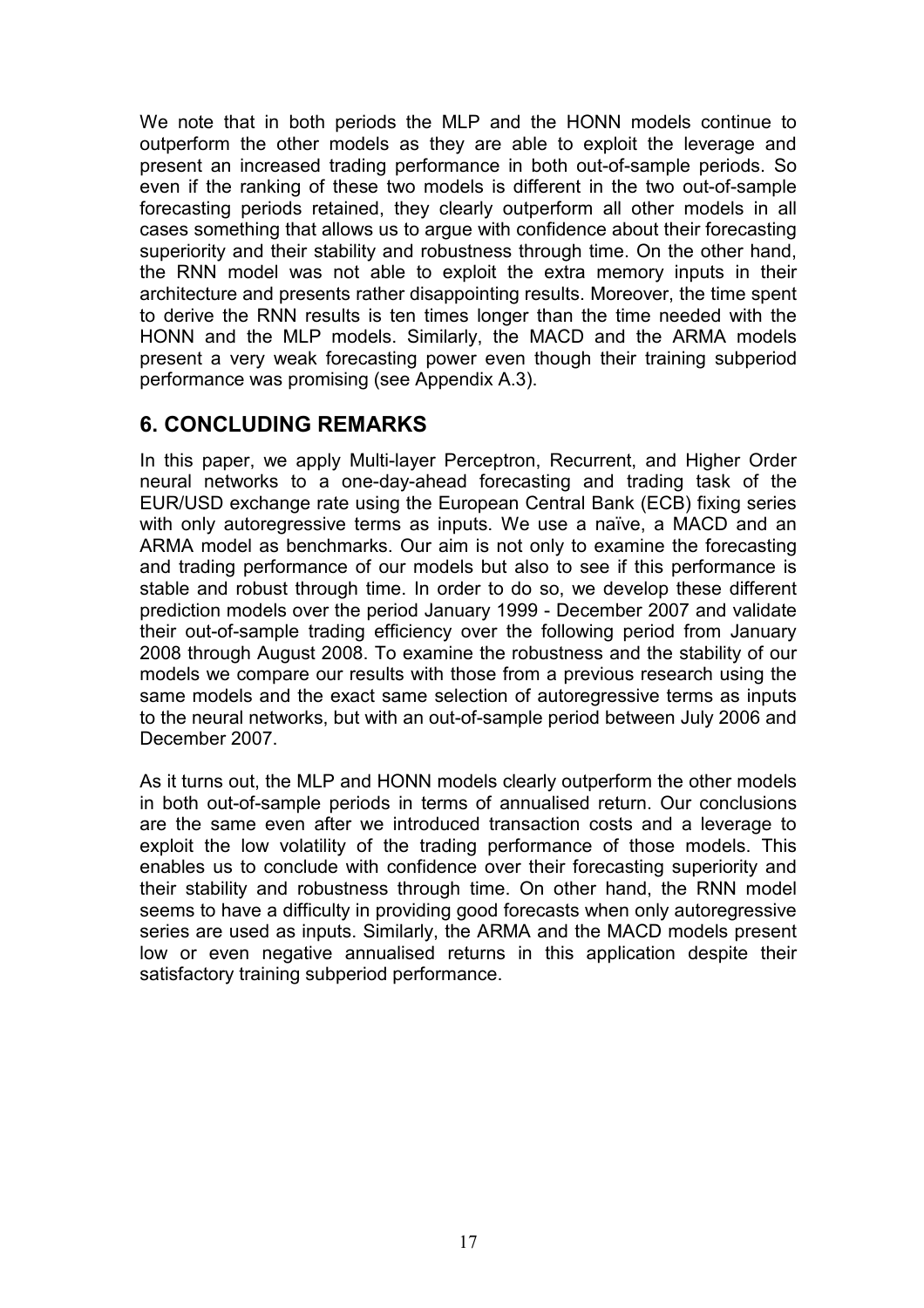We note that in both periods the MLP and the HONN models continue to outperform the other models as they are able to exploit the leverage and present an increased trading performance in both out-of-sample periods. So even if the ranking of these two models is different in the two out-of-sample forecasting periods retained, they clearly outperform all other models in all cases something that allows us to argue with confidence about their forecasting superiority and their stability and robustness through time. On the other hand, the RNN model was not able to exploit the extra memory inputs in their architecture and presents rather disappointing results. Moreover, the time spent to derive the RNN results is ten times longer than the time needed with the HONN and the MLP models. Similarly, the MACD and the ARMA models present a very weak forecasting power even though their training subperiod performance was promising (see Appendix A.3).

## 6. CONCLUDING REMARKS

In this paper, we apply Multi-layer Perceptron, Recurrent, and Higher Order neural networks to a one-day-ahead forecasting and trading task of the EUR/USD exchange rate using the European Central Bank (ECB) fixing series with only autoregressive terms as inputs. We use a naïve, a MACD and an ARMA model as benchmarks. Our aim is not only to examine the forecasting and trading performance of our models but also to see if this performance is stable and robust through time. In order to do so, we develop these different prediction models over the period January 1999 - December 2007 and validate their out-of-sample trading efficiency over the following period from January 2008 through August 2008. To examine the robustness and the stability of our models we compare our results with those from a previous research using the same models and the exact same selection of autoregressive terms as inputs to the neural networks, but with an out-of-sample period between July 2006 and December 2007.

As it turns out, the MLP and HONN models clearly outperform the other models in both out-of-sample periods in terms of annualised return. Our conclusions are the same even after we introduced transaction costs and a leverage to exploit the low volatility of the trading performance of those models. This enables us to conclude with confidence over their forecasting superiority and their stability and robustness through time. On other hand, the RNN model seems to have a difficulty in providing good forecasts when only autoregressive series are used as inputs. Similarly, the ARMA and the MACD models present low or even negative annualised returns in this application despite their satisfactory training subperiod performance.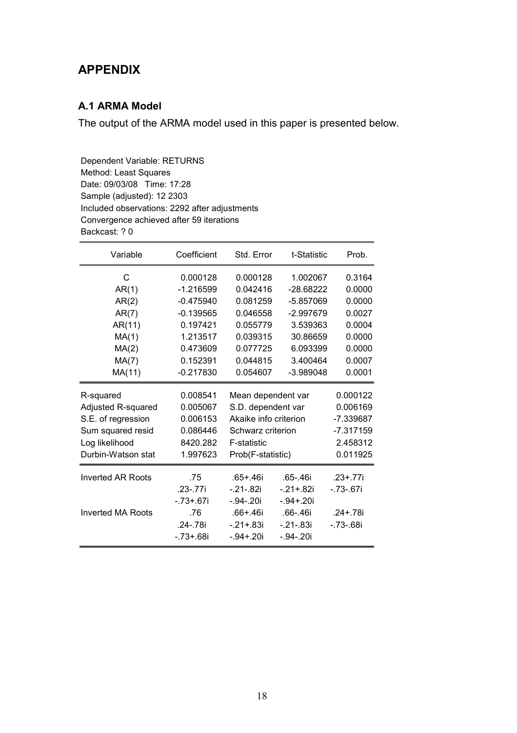# APPENDIX

## A.1 ARMA Model

The output of the ARMA model used in this paper is presented below.

Dependent Variable: RETURNS
Method: Least Squares
Date: 09/03/08 Time: 17:28
Sample (adjusted): 12 2303
Included observations: 2292 after adjustments
Convergence achieved after 59 iterations
Backcast: ? 0

| Variable | Coefficient | Std. Error | t-Statistic | Prob. |
|---|---|---|---|---|
| C | 0.000128 | 0.000128 | 1.002067 | 0.3164 |
| AR(1) | -1.216599 | 0.042416 | -28.68222 | 0.0000 |
| AR(2) | -0.475940 | 0.081259 | -5.857069 | 0.0000 |
| AR(7) | -0.139565 | 0.046558 | -2.997679 | 0.0027 |
| AR(11) | 0.197421 | 0.055779 | 3.539363 | 0.0004 |
| MA(1) | 1.213517 | 0.039315 | 30.86659 | 0.0000 |
| MA(2) | 0.473609 | 0.077725 | 6.093399 | 0.0000 |
| MA(7) | 0.152391 | 0.044815 | 3.400464 | 0.0007 |
| MA(11) | -0.217830 | 0.054607 | -3.989048 | 0.0001 |

| | | | |
|---|---|---|---|
| R-squared | 0.008541 | Mean dependent var | 0.000122 |
| Adjusted R-squared | 0.005067 | S.D. dependent var | 0.006169 |
| S.E. of regression | 0.006153 | Akaike info criterion | -7.339687 |
| Sum squared resid | 0.086446 | Schwarz criterion | -7.317159 |
| Log likelihood | 8420.282 | F-statistic | 2.458312 |
| Durbin-Watson stat | 1.997623 | Prob(F-statistic) | 0.011925 |

| | | | | |
|---|---|---|---|---|
| Inverted AR Roots | .75 | .65+.46i | .65-.46i | .23+.77i |
| | .23-.77i | -.21-.82i | -.21+.82i | -.73-.67i |
| | -.73+.67i | -.94-.20i | -.94+.20i | |
| Inverted MA Roots | .76 | .66+.46i | .66-.46i | .24+.78i |
| | .24-.78i | -.21+.83i | -.21-.83i | -.73-.68i |
| | -.73+.68i | -.94+.20i | -.94-.20i | |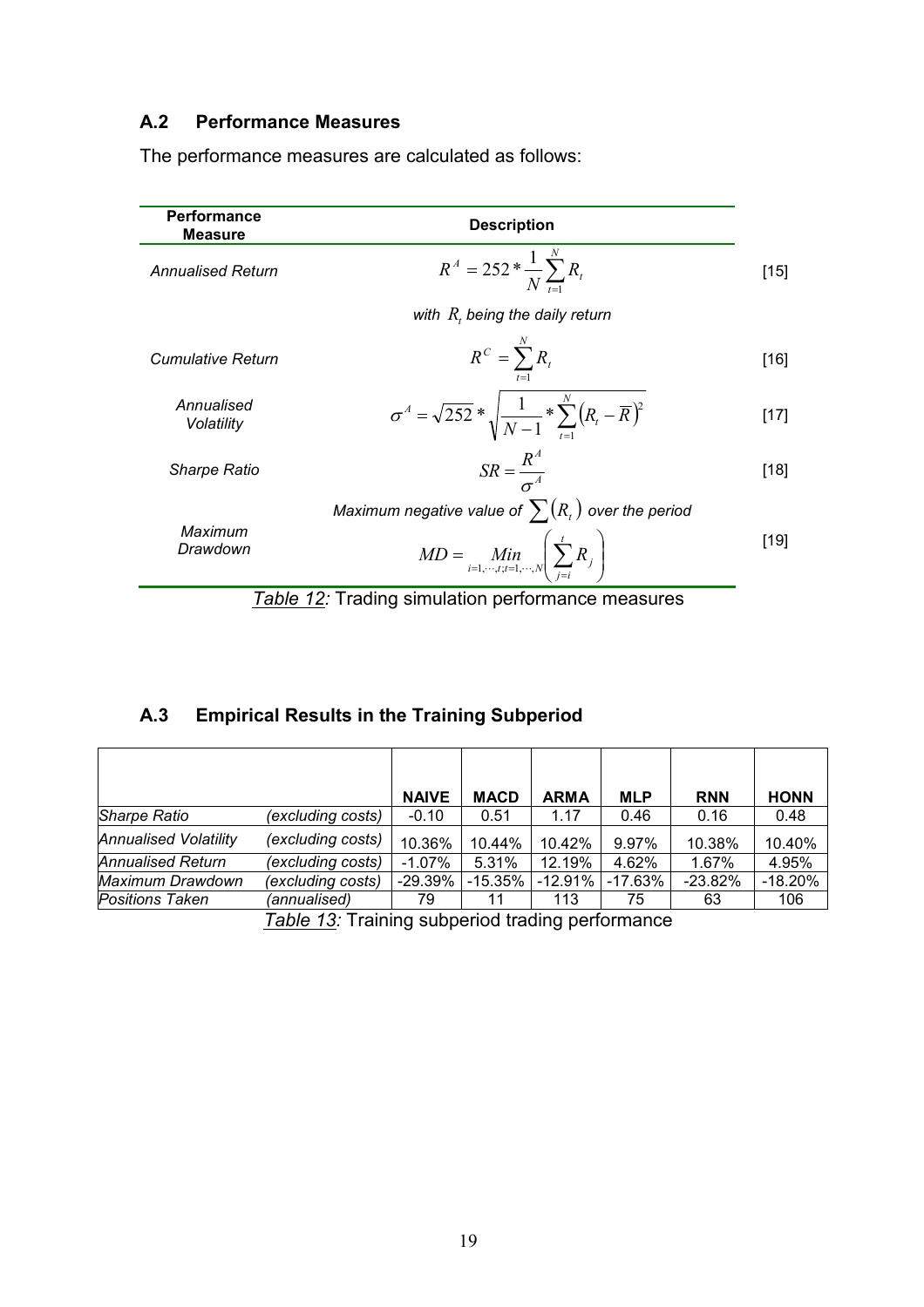### A.2 Performance Measures

The performance measures are calculated as follows:

| Performance Measure | Description | |
|---|---|---|
| *Annualised Return* | $R^A = 252 * \frac{1}{N} \sum_{t=1}^{N} R_t$ <br> *with* $R_t$ *being the daily return* | [15] |
| *Cumulative Return* | $R^C = \sum_{t=1}^{N} R_t$ | [16] |
| *Annualised Volatility* | $\sigma^A = \sqrt{252} * \sqrt{\frac{1}{N-1} * \sum_{t=1}^{N} (R_t - \overline{R})^2}$ | [17] |
| *Sharpe Ratio* | $SR = \frac{R^A}{\sigma^A}$ | [18] |
| *Maximum Drawdown* | *Maximum negative value of* $\sum (R_t)$ *over the period* <br> $MD = \underset{i=1,\cdots,t;t=1,\cdots,N}{Min} \left( \sum_{j=i}^{t} R_j \right)$ | [19] |

*Table 12:* Trading simulation performance measures

### A.3 Empirical Results in the Training Subperiod

| | | NAIVE | MACD | ARMA | MLP | RNN | HONN |
|---|---|---|---|---|---|---|---|
| *Sharpe Ratio* | *(excluding costs)* | -0.10 | 0.51 | 1.17 | 0.46 | 0.16 | 0.48 |
| *Annualised Volatility* | *(excluding costs)* | 10.36% | 10.44% | 10.42% | 9.97% | 10.38% | 10.40% |
| *Annualised Return* | *(excluding costs)* | -1.07% | 5.31% | 12.19% | 4.62% | 1.67% | 4.95% |
| *Maximum Drawdown* | *(excluding costs)* | -29.39% | -15.35% | -12.91% | -17.63% | -23.82% | -18.20% |
| *Positions Taken* | *(annualised)* | 79 | 11 | 113 | 75 | 63 | 106 |

*Table 13:* Training subperiod trading performance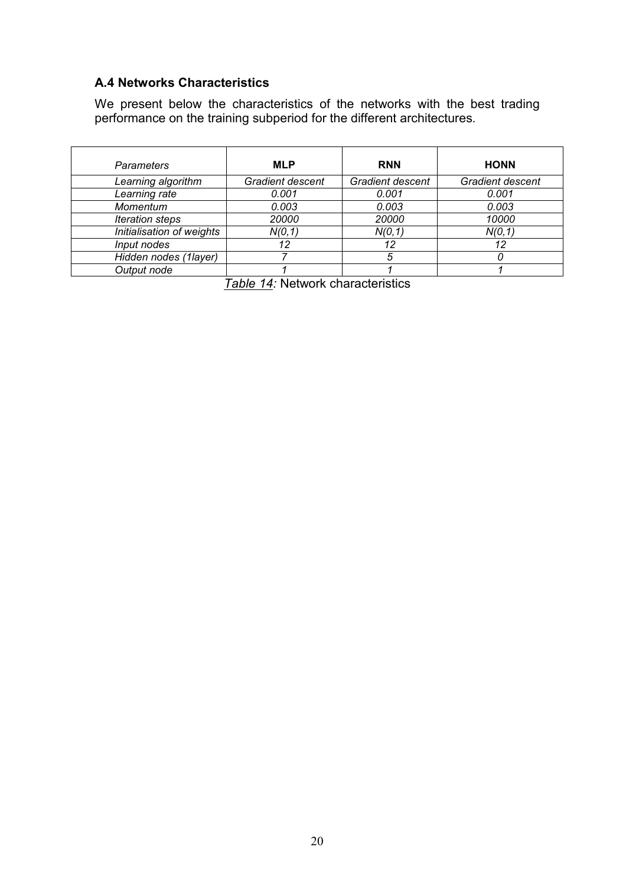### A.4 Networks Characteristics

We present below the characteristics of the networks with the best trading performance on the training subperiod for the different architectures.

| *Parameters* | **MLP** | **RNN** | **HONN** |
|---|---|---|---|
| *Learning algorithm* | *Gradient descent* | *Gradient descent* | *Gradient descent* |
| *Learning rate* | *0.001* | *0.001* | *0.001* |
| *Momentum* | *0.003* | *0.003* | *0.003* |
| *Iteration steps* | *20000* | *20000* | *10000* |
| *Initialisation of weights* | *N(0,1)* | *N(0,1)* | *N(0,1)* |
| *Input nodes* | *12* | *12* | *12* |
| *Hidden nodes (1layer)* | *7* | *5* | *0* |
| *Output node* | *1* | *1* | *1* |

*Table 14:* Network characteristics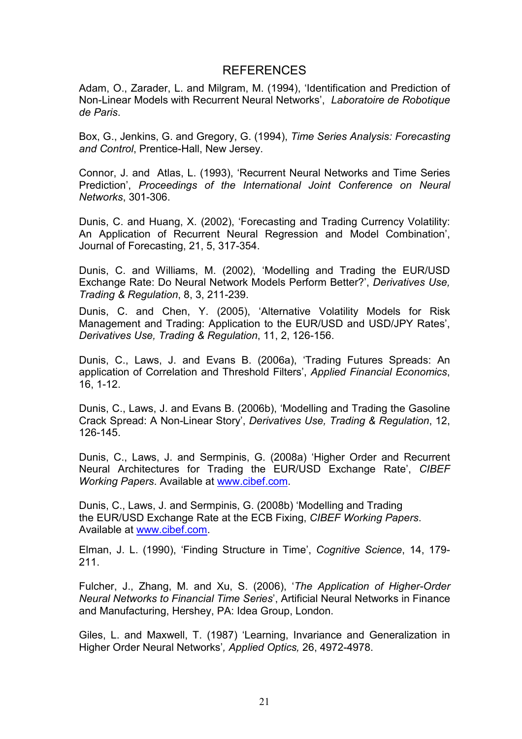# REFERENCES

Adam, O., Zarader, L. and Milgram, M. (1994), 'Identification and Prediction of Non-Linear Models with Recurrent Neural Networks', *Laboratoire de Robotique de Paris*.

Box, G., Jenkins, G. and Gregory, G. (1994), *Time Series Analysis: Forecasting and Control*, Prentice-Hall, New Jersey.

Connor, J. and Atlas, L. (1993), 'Recurrent Neural Networks and Time Series Prediction', *Proceedings of the International Joint Conference on Neural Networks*, 301-306.

Dunis, C. and Huang, X. (2002), 'Forecasting and Trading Currency Volatility: An Application of Recurrent Neural Regression and Model Combination', Journal of Forecasting, 21, 5, 317-354.

Dunis, C. and Williams, M. (2002), 'Modelling and Trading the EUR/USD Exchange Rate: Do Neural Network Models Perform Better?', *Derivatives Use, Trading & Regulation*, 8, 3, 211-239.

Dunis, C. and Chen, Y. (2005), 'Alternative Volatility Models for Risk Management and Trading: Application to the EUR/USD and USD/JPY Rates', *Derivatives Use, Trading & Regulation*, 11, 2, 126-156.

Dunis, C., Laws, J. and Evans B. (2006a), 'Trading Futures Spreads: An application of Correlation and Threshold Filters', *Applied Financial Economics*, 16, 1-12.

Dunis, C., Laws, J. and Evans B. (2006b), 'Modelling and Trading the Gasoline Crack Spread: A Non-Linear Story', *Derivatives Use, Trading & Regulation*, 12, 126-145.

Dunis, C., Laws, J. and Sermpinis, G. (2008a) 'Higher Order and Recurrent Neural Architectures for Trading the EUR/USD Exchange Rate', *CIBEF Working Papers*. Available at www.cibef.com.

Dunis, C., Laws, J. and Sermpinis, G. (2008b) 'Modelling and Trading the EUR/USD Exchange Rate at the ECB Fixing, *CIBEF Working Papers*. Available at www.cibef.com.

Elman, J. L. (1990), 'Finding Structure in Time', *Cognitive Science*, 14, 179-211.

Fulcher, J., Zhang, M. and Xu, S. (2006), '*The Application of Higher-Order Neural Networks to Financial Time Series*', Artificial Neural Networks in Finance and Manufacturing, Hershey, PA: Idea Group, London.

Giles, L. and Maxwell, T. (1987) 'Learning, Invariance and Generalization in Higher Order Neural Networks', *Applied Optics,* 26, 4972-4978.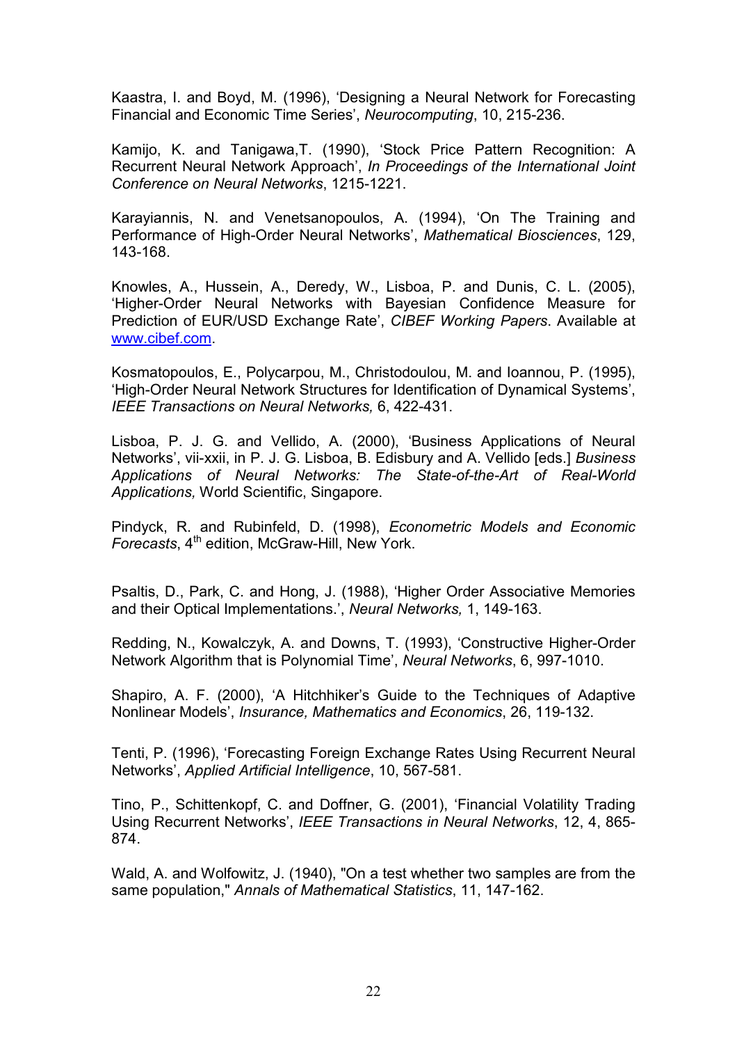Kaastra, I. and Boyd, M. (1996), 'Designing a Neural Network for Forecasting Financial and Economic Time Series', *Neurocomputing*, 10, 215-236.

Kamijo, K. and Tanigawa,T. (1990), 'Stock Price Pattern Recognition: A Recurrent Neural Network Approach', *In Proceedings of the International Joint Conference on Neural Networks*, 1215-1221.

Karayiannis, N. and Venetsanopoulos, A. (1994), 'On The Training and Performance of High-Order Neural Networks', *Mathematical Biosciences*, 129, 143-168.

Knowles, A., Hussein, A., Deredy, W., Lisboa, P. and Dunis, C. L. (2005), 'Higher-Order Neural Networks with Bayesian Confidence Measure for Prediction of EUR/USD Exchange Rate', *CIBEF Working Papers*. Available at www.cibef.com.

Kosmatopoulos, E., Polycarpou, M., Christodoulou, M. and Ioannou, P. (1995), 'High-Order Neural Network Structures for Identification of Dynamical Systems', *IEEE Transactions on Neural Networks,* 6, 422-431.

Lisboa, P. J. G. and Vellido, A. (2000), 'Business Applications of Neural Networks', vii-xxii, in P. J. G. Lisboa, B. Edisbury and A. Vellido [eds.] *Business Applications of Neural Networks: The State-of-the-Art of Real-World Applications,* World Scientific, Singapore.

Pindyck, R. and Rubinfeld, D. (1998), *Econometric Models and Economic Forecasts*, 4th edition, McGraw-Hill, New York.

Psaltis, D., Park, C. and Hong, J. (1988), 'Higher Order Associative Memories and their Optical Implementations.', *Neural Networks,* 1, 149-163.

Redding, N., Kowalczyk, A. and Downs, T. (1993), 'Constructive Higher-Order Network Algorithm that is Polynomial Time', *Neural Networks*, 6, 997-1010.

Shapiro, A. F. (2000), 'A Hitchhiker's Guide to the Techniques of Adaptive Nonlinear Models', *Insurance, Mathematics and Economics*, 26, 119-132.

Tenti, P. (1996), 'Forecasting Foreign Exchange Rates Using Recurrent Neural Networks', *Applied Artificial Intelligence*, 10, 567-581.

Tino, P., Schittenkopf, C. and Doffner, G. (2001), 'Financial Volatility Trading Using Recurrent Networks', *IEEE Transactions in Neural Networks*, 12, 4, 865-874.

Wald, A. and Wolfowitz, J. (1940), "On a test whether two samples are from the same population," *Annals of Mathematical Statistics*, 11, 147-162.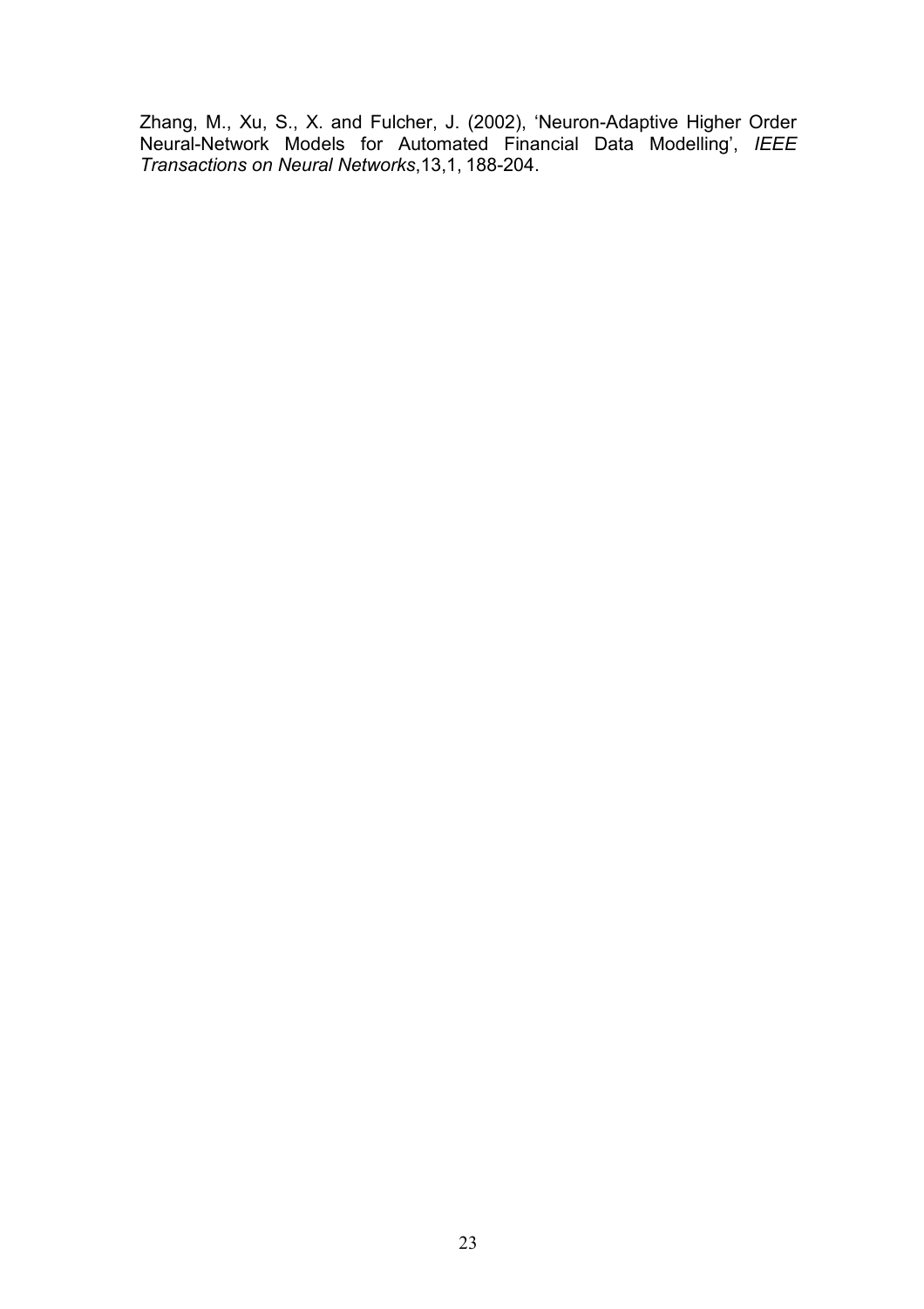Zhang, M., Xu, S., X. and Fulcher, J. (2002), 'Neuron-Adaptive Higher Order Neural-Network Models for Automated Financial Data Modelling', *IEEE Transactions on Neural Networks*,13,1, 188-204.